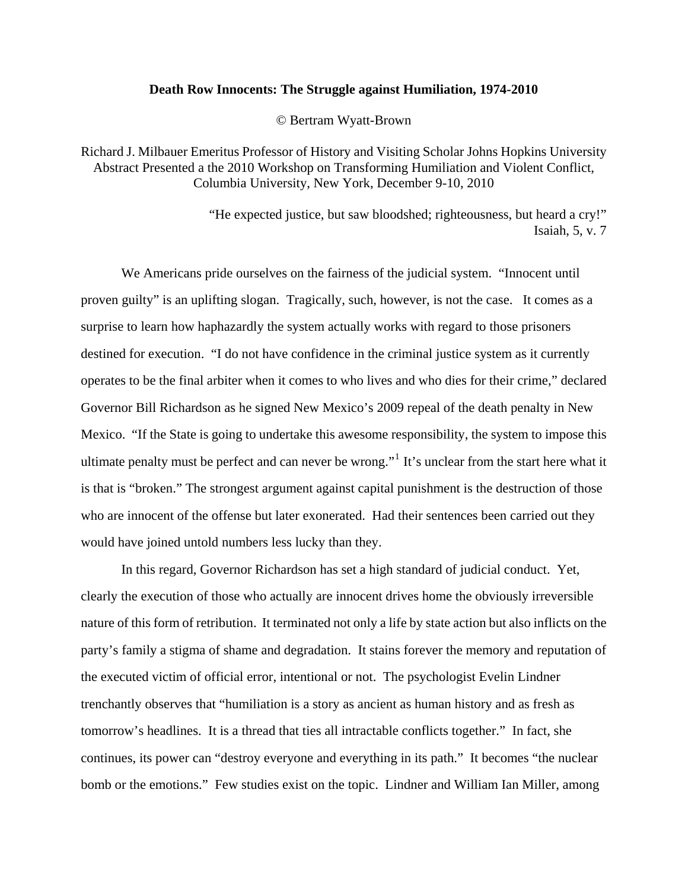# Death Row Innocents: The Struggle against Humiliation, 1974-2010

© Bertram Wyatt-Brown

Richard J. Milbauer Emeritus Professor of History and Visiting Scholar Johns Hopkins University
Abstract Presented a the 2010 Workshop on Transforming Humiliation and Violent Conflict, Columbia University, New York, December 9-10, 2010

> "He expected justice, but saw bloodshed; righteousness, but heard a cry!"
> Isaiah, 5, v. 7

We Americans pride ourselves on the fairness of the judicial system. "Innocent until proven guilty" is an uplifting slogan. Tragically, such, however, is not the case. It comes as a surprise to learn how haphazardly the system actually works with regard to those prisoners destined for execution. "I do not have confidence in the criminal justice system as it currently operates to be the final arbiter when it comes to who lives and who dies for their crime," declared Governor Bill Richardson as he signed New Mexico's 2009 repeal of the death penalty in New Mexico. "If the State is going to undertake this awesome responsibility, the system to impose this ultimate penalty must be perfect and can never be wrong."[1] It's unclear from the start here what it is that is "broken." The strongest argument against capital punishment is the destruction of those who are innocent of the offense but later exonerated. Had their sentences been carried out they would have joined untold numbers less lucky than they.

In this regard, Governor Richardson has set a high standard of judicial conduct. Yet, clearly the execution of those who actually are innocent drives home the obviously irreversible nature of this form of retribution. It terminated not only a life by state action but also inflicts on the party's family a stigma of shame and degradation. It stains forever the memory and reputation of the executed victim of official error, intentional or not. The psychologist Evelin Lindner trenchantly observes that "humiliation is a story as ancient as human history and as fresh as tomorrow's headlines. It is a thread that ties all intractable conflicts together." In fact, she continues, its power can "destroy everyone and everything in its path." It becomes "the nuclear bomb or the emotions." Few studies exist on the topic. Lindner and William Ian Miller, among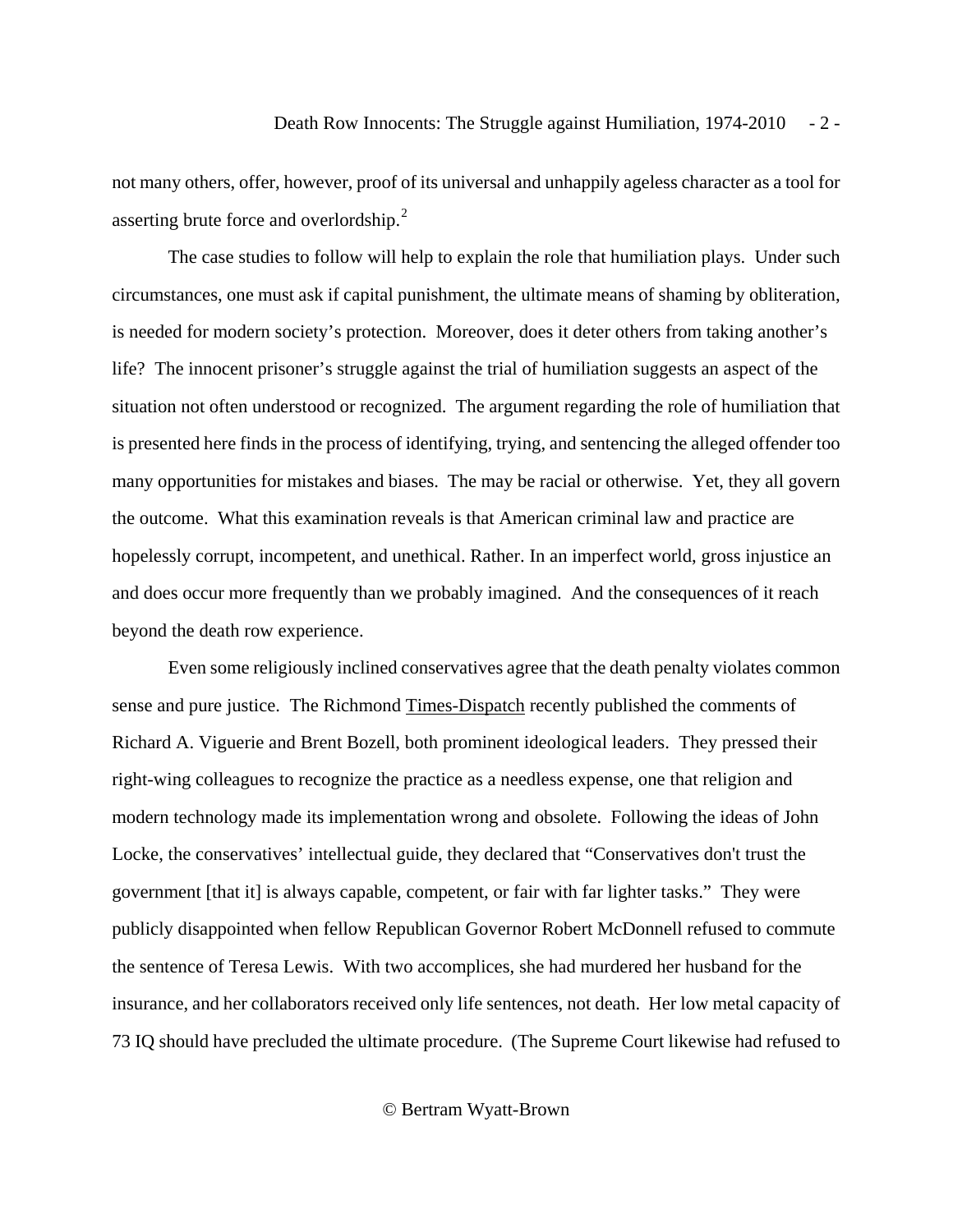not many others, offer, however, proof of its universal and unhappily ageless character as a tool for asserting brute force and overlordship.[2]

The case studies to follow will help to explain the role that humiliation plays. Under such circumstances, one must ask if capital punishment, the ultimate means of shaming by obliteration, is needed for modern society's protection. Moreover, does it deter others from taking another's life? The innocent prisoner's struggle against the trial of humiliation suggests an aspect of the situation not often understood or recognized. The argument regarding the role of humiliation that is presented here finds in the process of identifying, trying, and sentencing the alleged offender too many opportunities for mistakes and biases. The may be racial or otherwise. Yet, they all govern the outcome. What this examination reveals is that American criminal law and practice are hopelessly corrupt, incompetent, and unethical. Rather. In an imperfect world, gross injustice an and does occur more frequently than we probably imagined. And the consequences of it reach beyond the death row experience.

Even some religiously inclined conservatives agree that the death penalty violates common sense and pure justice. The Richmond Times-Dispatch recently published the comments of Richard A. Viguerie and Brent Bozell, both prominent ideological leaders. They pressed their right-wing colleagues to recognize the practice as a needless expense, one that religion and modern technology made its implementation wrong and obsolete. Following the ideas of John Locke, the conservatives' intellectual guide, they declared that "Conservatives don't trust the government [that it] is always capable, competent, or fair with far lighter tasks." They were publicly disappointed when fellow Republican Governor Robert McDonnell refused to commute the sentence of Teresa Lewis. With two accomplices, she had murdered her husband for the insurance, and her collaborators received only life sentences, not death. Her low metal capacity of 73 IQ should have precluded the ultimate procedure. (The Supreme Court likewise had refused to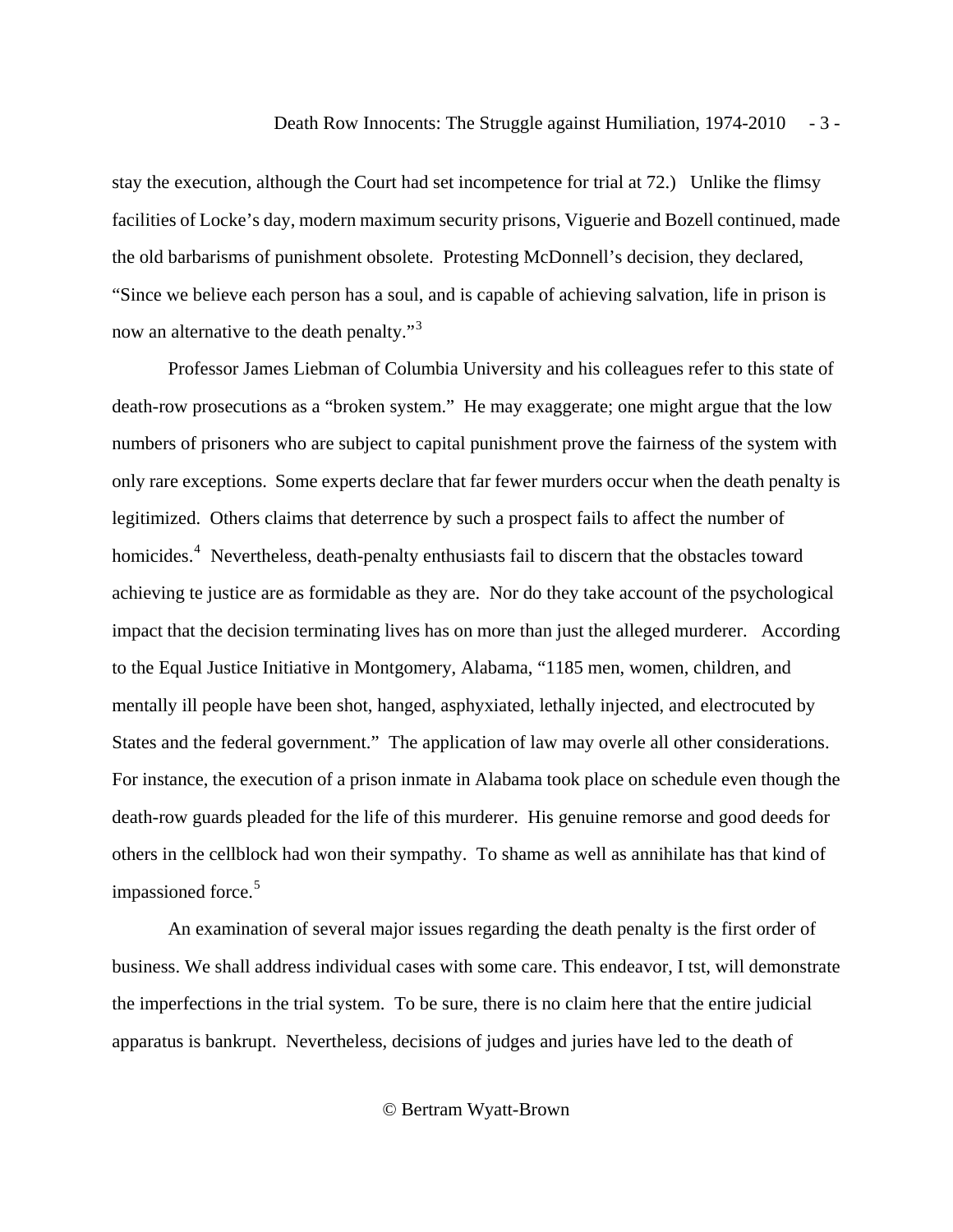stay the execution, although the Court had set incompetence for trial at 72.) Unlike the flimsy facilities of Locke's day, modern maximum security prisons, Viguerie and Bozell continued, made the old barbarisms of punishment obsolete. Protesting McDonnell's decision, they declared, "Since we believe each person has a soul, and is capable of achieving salvation, life in prison is now an alternative to the death penalty."[3]

Professor James Liebman of Columbia University and his colleagues refer to this state of death-row prosecutions as a "broken system." He may exaggerate; one might argue that the low numbers of prisoners who are subject to capital punishment prove the fairness of the system with only rare exceptions. Some experts declare that far fewer murders occur when the death penalty is legitimized. Others claims that deterrence by such a prospect fails to affect the number of homicides.[4] Nevertheless, death-penalty enthusiasts fail to discern that the obstacles toward achieving te justice are as formidable as they are. Nor do they take account of the psychological impact that the decision terminating lives has on more than just the alleged murderer. According to the Equal Justice Initiative in Montgomery, Alabama, "1185 men, women, children, and mentally ill people have been shot, hanged, asphyxiated, lethally injected, and electrocuted by States and the federal government." The application of law may overle all other considerations. For instance, the execution of a prison inmate in Alabama took place on schedule even though the death-row guards pleaded for the life of this murderer. His genuine remorse and good deeds for others in the cellblock had won their sympathy. To shame as well as annihilate has that kind of impassioned force.[5]

An examination of several major issues regarding the death penalty is the first order of business. We shall address individual cases with some care. This endeavor, I tst, will demonstrate the imperfections in the trial system. To be sure, there is no claim here that the entire judicial apparatus is bankrupt. Nevertheless, decisions of judges and juries have led to the death of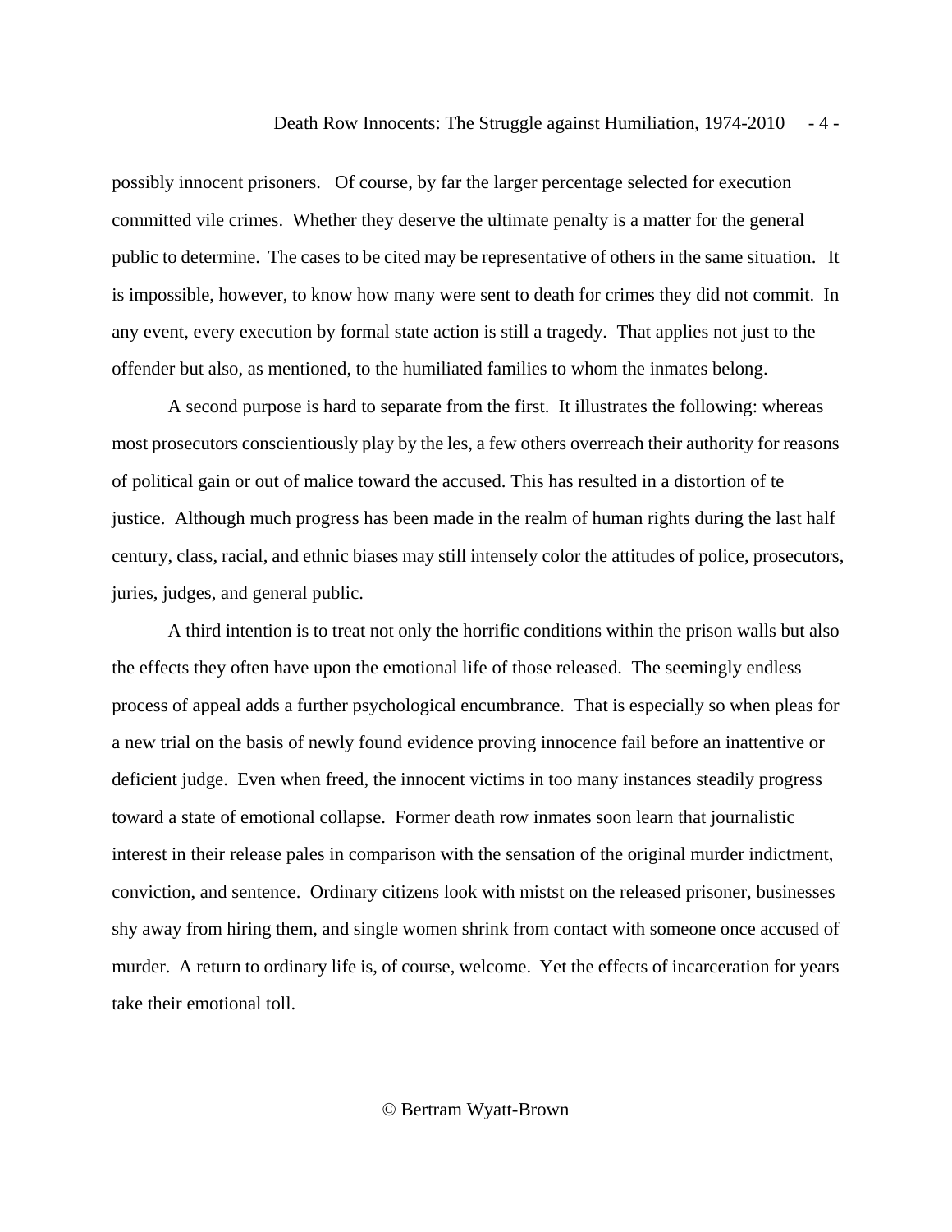possibly innocent prisoners.  Of course, by far the larger percentage selected for execution committed vile crimes.  Whether they deserve the ultimate penalty is a matter for the general public to determine.  The cases to be cited may be representative of others in the same situation.  It is impossible, however, to know how many were sent to death for crimes they did not commit.  In any event, every execution by formal state action is still a tragedy.  That applies not just to the offender but also, as mentioned, to the humiliated families to whom the inmates belong.

A second purpose is hard to separate from the first.  It illustrates the following: whereas most prosecutors conscientiously play by the les, a few others overreach their authority for reasons of political gain or out of malice toward the accused. This has resulted in a distortion of te justice.  Although much progress has been made in the realm of human rights during the last half century, class, racial, and ethnic biases may still intensely color the attitudes of police, prosecutors, juries, judges, and general public.

A third intention is to treat not only the horrific conditions within the prison walls but also the effects they often have upon the emotional life of those released.  The seemingly endless process of appeal adds a further psychological encumbrance.  That is especially so when pleas for a new trial on the basis of newly found evidence proving innocence fail before an inattentive or deficient judge.  Even when freed, the innocent victims in too many instances steadily progress toward a state of emotional collapse.  Former death row inmates soon learn that journalistic interest in their release pales in comparison with the sensation of the original murder indictment, conviction, and sentence.  Ordinary citizens look with mistst on the released prisoner, businesses shy away from hiring them, and single women shrink from contact with someone once accused of murder.  A return to ordinary life is, of course, welcome.  Yet the effects of incarceration for years take their emotional toll.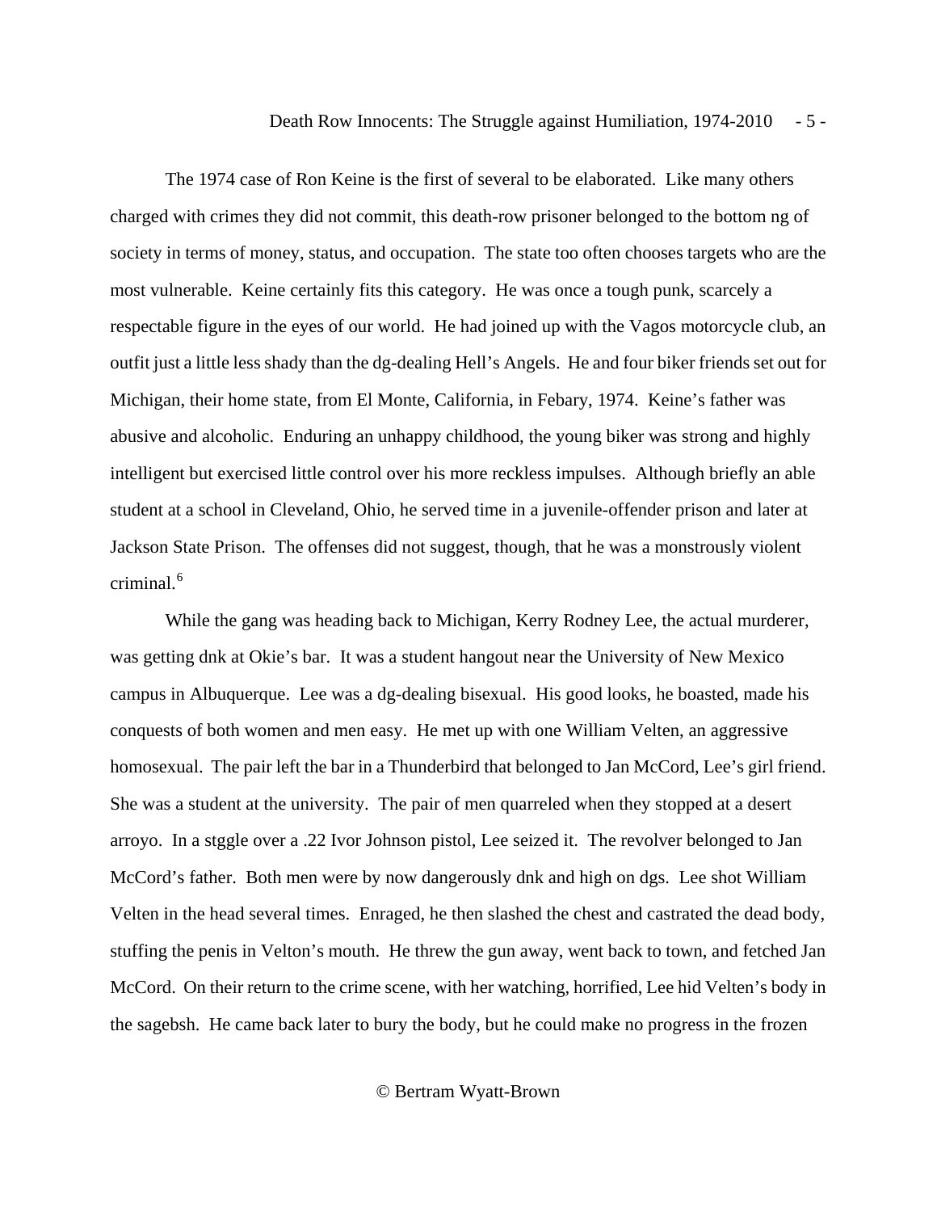The 1974 case of Ron Keine is the first of several to be elaborated. Like many others charged with crimes they did not commit, this death-row prisoner belonged to the bottom ng of society in terms of money, status, and occupation. The state too often chooses targets who are the most vulnerable. Keine certainly fits this category. He was once a tough punk, scarcely a respectable figure in the eyes of our world. He had joined up with the Vagos motorcycle club, an outfit just a little less shady than the dg-dealing Hell's Angels. He and four biker friends set out for Michigan, their home state, from El Monte, California, in Febary, 1974. Keine's father was abusive and alcoholic. Enduring an unhappy childhood, the young biker was strong and highly intelligent but exercised little control over his more reckless impulses. Although briefly an able student at a school in Cleveland, Ohio, he served time in a juvenile-offender prison and later at Jackson State Prison. The offenses did not suggest, though, that he was a monstrously violent criminal.[6]

While the gang was heading back to Michigan, Kerry Rodney Lee, the actual murderer, was getting dnk at Okie's bar. It was a student hangout near the University of New Mexico campus in Albuquerque. Lee was a dg-dealing bisexual. His good looks, he boasted, made his conquests of both women and men easy. He met up with one William Velten, an aggressive homosexual. The pair left the bar in a Thunderbird that belonged to Jan McCord, Lee's girl friend. She was a student at the university. The pair of men quarreled when they stopped at a desert arroyo. In a stggle over a .22 Ivor Johnson pistol, Lee seized it. The revolver belonged to Jan McCord's father. Both men were by now dangerously dnk and high on dgs. Lee shot William Velten in the head several times. Enraged, he then slashed the chest and castrated the dead body, stuffing the penis in Velton's mouth. He threw the gun away, went back to town, and fetched Jan McCord. On their return to the crime scene, with her watching, horrified, Lee hid Velten's body in the sagebsh. He came back later to bury the body, but he could make no progress in the frozen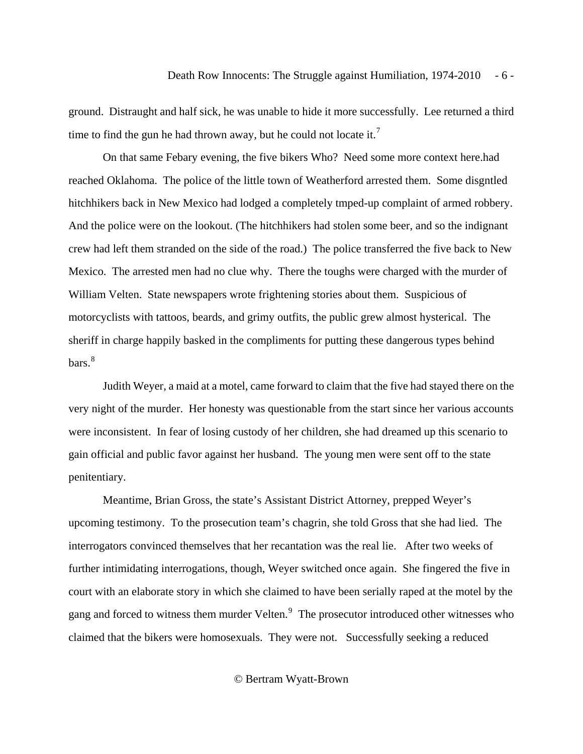ground. Distraught and half sick, he was unable to hide it more successfully. Lee returned a third time to find the gun he had thrown away, but he could not locate it.[7]

On that same Febary evening, the five bikers Who? Need some more context here.had reached Oklahoma. The police of the little town of Weatherford arrested them. Some disgntled hitchhikers back in New Mexico had lodged a completely tmped-up complaint of armed robbery. And the police were on the lookout. (The hitchhikers had stolen some beer, and so the indignant crew had left them stranded on the side of the road.) The police transferred the five back to New Mexico. The arrested men had no clue why. There the toughs were charged with the murder of William Velten. State newspapers wrote frightening stories about them. Suspicious of motorcyclists with tattoos, beards, and grimy outfits, the public grew almost hysterical. The sheriff in charge happily basked in the compliments for putting these dangerous types behind bars.[8]

Judith Weyer, a maid at a motel, came forward to claim that the five had stayed there on the very night of the murder. Her honesty was questionable from the start since her various accounts were inconsistent. In fear of losing custody of her children, she had dreamed up this scenario to gain official and public favor against her husband. The young men were sent off to the state penitentiary.

Meantime, Brian Gross, the state's Assistant District Attorney, prepped Weyer's upcoming testimony. To the prosecution team's chagrin, she told Gross that she had lied. The interrogators convinced themselves that her recantation was the real lie. After two weeks of further intimidating interrogations, though, Weyer switched once again. She fingered the five in court with an elaborate story in which she claimed to have been serially raped at the motel by the gang and forced to witness them murder Velten.[9] The prosecutor introduced other witnesses who claimed that the bikers were homosexuals. They were not. Successfully seeking a reduced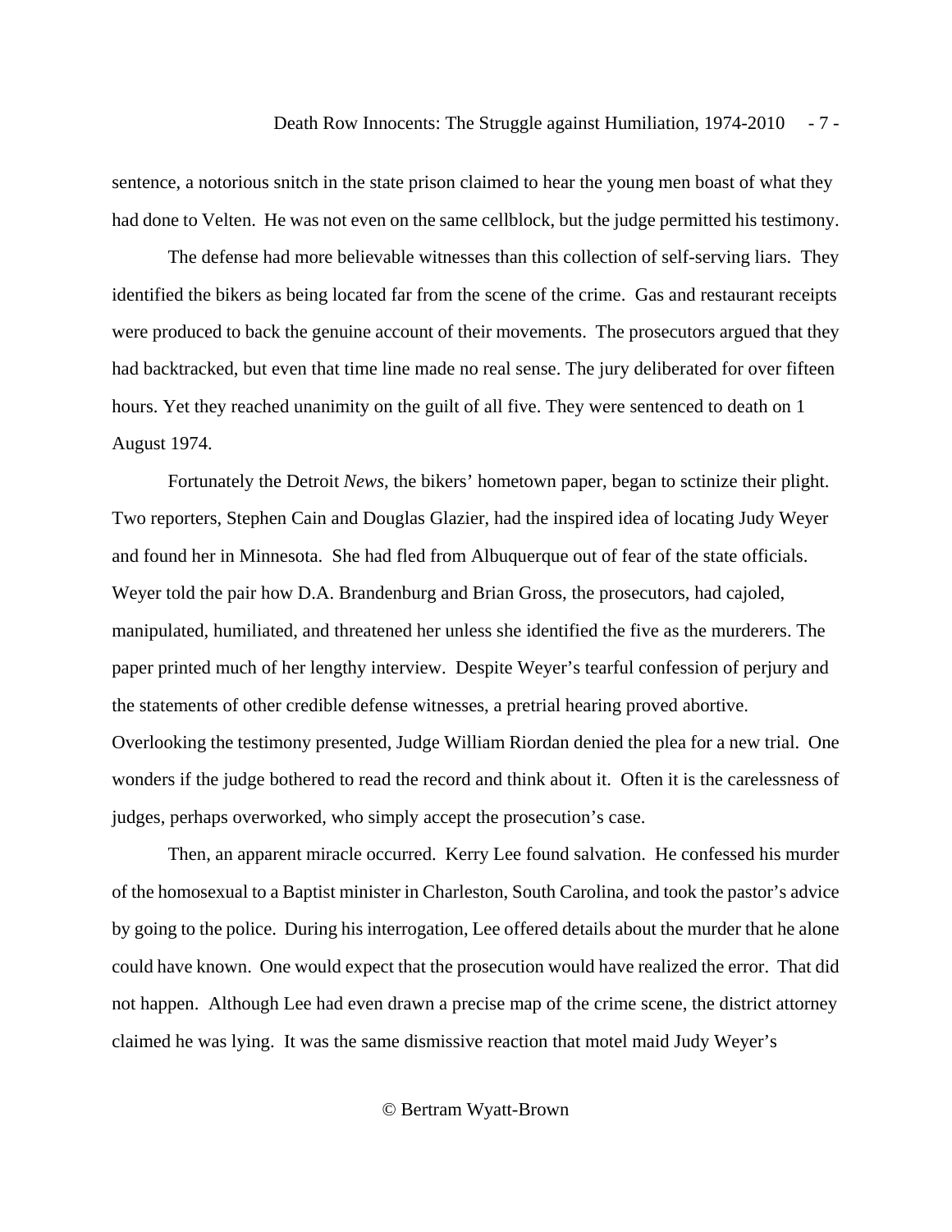sentence, a notorious snitch in the state prison claimed to hear the young men boast of what they had done to Velten. He was not even on the same cellblock, but the judge permitted his testimony.

The defense had more believable witnesses than this collection of self-serving liars. They identified the bikers as being located far from the scene of the crime. Gas and restaurant receipts were produced to back the genuine account of their movements. The prosecutors argued that they had backtracked, but even that time line made no real sense. The jury deliberated for over fifteen hours. Yet they reached unanimity on the guilt of all five. They were sentenced to death on 1 August 1974.

Fortunately the Detroit *News*, the bikers' hometown paper, began to sctinize their plight. Two reporters, Stephen Cain and Douglas Glazier, had the inspired idea of locating Judy Weyer and found her in Minnesota. She had fled from Albuquerque out of fear of the state officials. Weyer told the pair how D.A. Brandenburg and Brian Gross, the prosecutors, had cajoled, manipulated, humiliated, and threatened her unless she identified the five as the murderers. The paper printed much of her lengthy interview. Despite Weyer's tearful confession of perjury and the statements of other credible defense witnesses, a pretrial hearing proved abortive. Overlooking the testimony presented, Judge William Riordan denied the plea for a new trial. One wonders if the judge bothered to read the record and think about it. Often it is the carelessness of judges, perhaps overworked, who simply accept the prosecution's case.

Then, an apparent miracle occurred. Kerry Lee found salvation. He confessed his murder of the homosexual to a Baptist minister in Charleston, South Carolina, and took the pastor's advice by going to the police. During his interrogation, Lee offered details about the murder that he alone could have known. One would expect that the prosecution would have realized the error. That did not happen. Although Lee had even drawn a precise map of the crime scene, the district attorney claimed he was lying. It was the same dismissive reaction that motel maid Judy Weyer's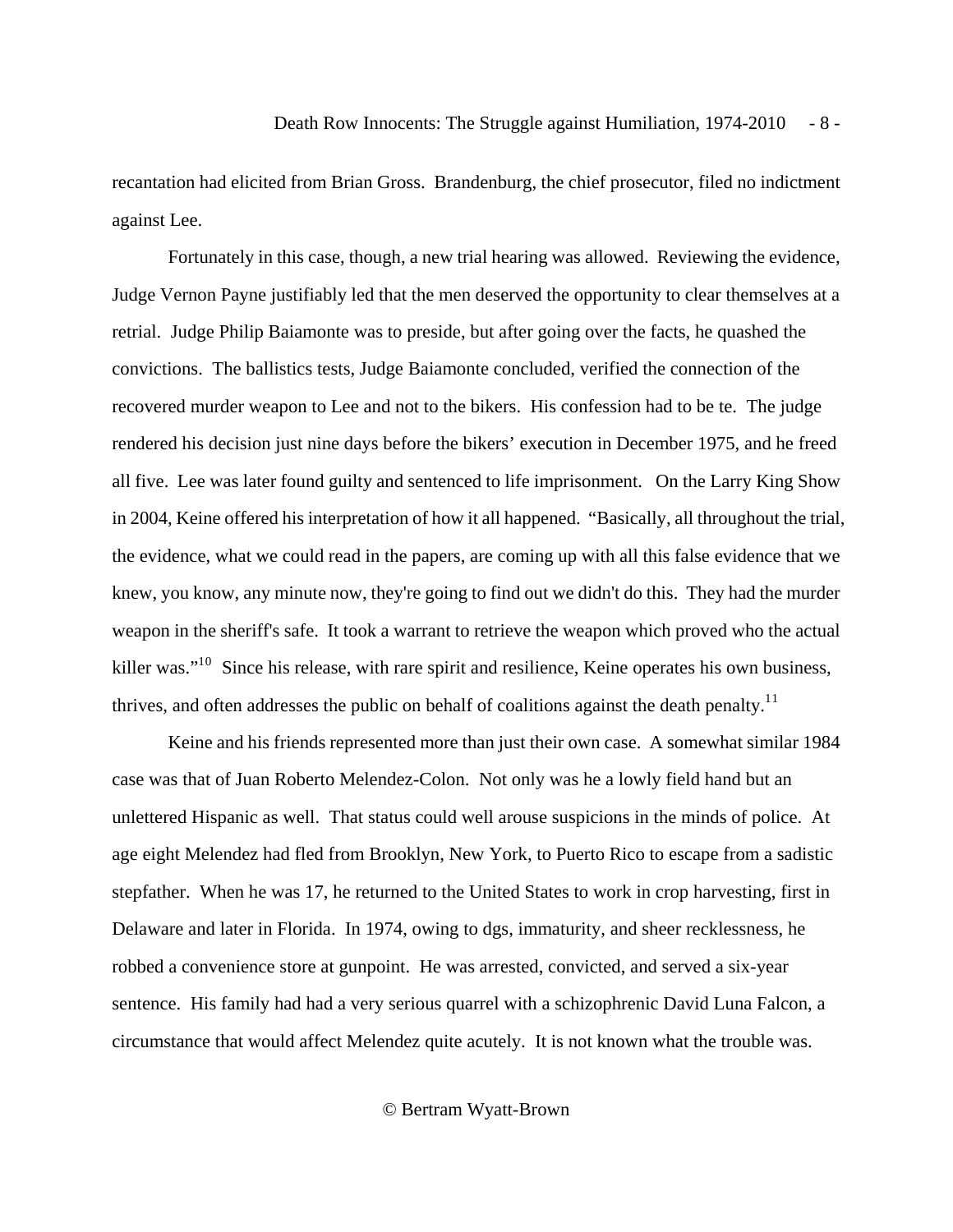recantation had elicited from Brian Gross. Brandenburg, the chief prosecutor, filed no indictment against Lee.

Fortunately in this case, though, a new trial hearing was allowed. Reviewing the evidence, Judge Vernon Payne justifiably led that the men deserved the opportunity to clear themselves at a retrial. Judge Philip Baiamonte was to preside, but after going over the facts, he quashed the convictions. The ballistics tests, Judge Baiamonte concluded, verified the connection of the recovered murder weapon to Lee and not to the bikers. His confession had to be te. The judge rendered his decision just nine days before the bikers' execution in December 1975, and he freed all five. Lee was later found guilty and sentenced to life imprisonment. On the Larry King Show in 2004, Keine offered his interpretation of how it all happened. "Basically, all throughout the trial, the evidence, what we could read in the papers, are coming up with all this false evidence that we knew, you know, any minute now, they're going to find out we didn't do this. They had the murder weapon in the sheriff's safe. It took a warrant to retrieve the weapon which proved who the actual killer was."[10] Since his release, with rare spirit and resilience, Keine operates his own business, thrives, and often addresses the public on behalf of coalitions against the death penalty.[11]

Keine and his friends represented more than just their own case. A somewhat similar 1984 case was that of Juan Roberto Melendez-Colon. Not only was he a lowly field hand but an unlettered Hispanic as well. That status could well arouse suspicions in the minds of police. At age eight Melendez had fled from Brooklyn, New York, to Puerto Rico to escape from a sadistic stepfather. When he was 17, he returned to the United States to work in crop harvesting, first in Delaware and later in Florida. In 1974, owing to dgs, immaturity, and sheer recklessness, he robbed a convenience store at gunpoint. He was arrested, convicted, and served a six-year sentence. His family had had a very serious quarrel with a schizophrenic David Luna Falcon, a circumstance that would affect Melendez quite acutely. It is not known what the trouble was.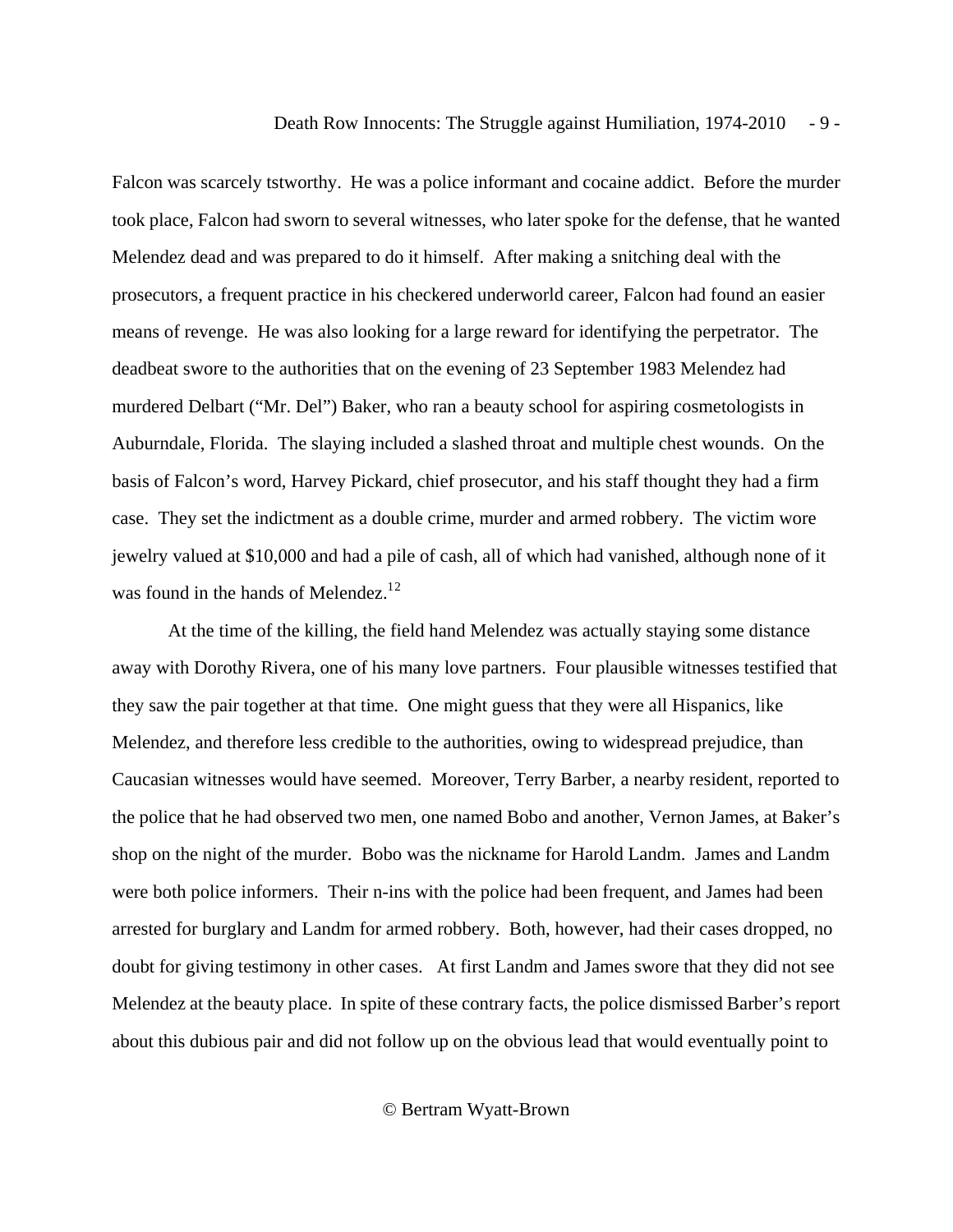Falcon was scarcely tstworthy. He was a police informant and cocaine addict. Before the murder took place, Falcon had sworn to several witnesses, who later spoke for the defense, that he wanted Melendez dead and was prepared to do it himself. After making a snitching deal with the prosecutors, a frequent practice in his checkered underworld career, Falcon had found an easier means of revenge. He was also looking for a large reward for identifying the perpetrator. The deadbeat swore to the authorities that on the evening of 23 September 1983 Melendez had murdered Delbart ("Mr. Del") Baker, who ran a beauty school for aspiring cosmetologists in Auburndale, Florida. The slaying included a slashed throat and multiple chest wounds. On the basis of Falcon's word, Harvey Pickard, chief prosecutor, and his staff thought they had a firm case. They set the indictment as a double crime, murder and armed robbery. The victim wore jewelry valued at $10,000 and had a pile of cash, all of which had vanished, although none of it was found in the hands of Melendez.[12]

At the time of the killing, the field hand Melendez was actually staying some distance away with Dorothy Rivera, one of his many love partners. Four plausible witnesses testified that they saw the pair together at that time. One might guess that they were all Hispanics, like Melendez, and therefore less credible to the authorities, owing to widespread prejudice, than Caucasian witnesses would have seemed. Moreover, Terry Barber, a nearby resident, reported to the police that he had observed two men, one named Bobo and another, Vernon James, at Baker's shop on the night of the murder. Bobo was the nickname for Harold Landm. James and Landm were both police informers. Their n-ins with the police had been frequent, and James had been arrested for burglary and Landm for armed robbery. Both, however, had their cases dropped, no doubt for giving testimony in other cases. At first Landm and James swore that they did not see Melendez at the beauty place. In spite of these contrary facts, the police dismissed Barber's report about this dubious pair and did not follow up on the obvious lead that would eventually point to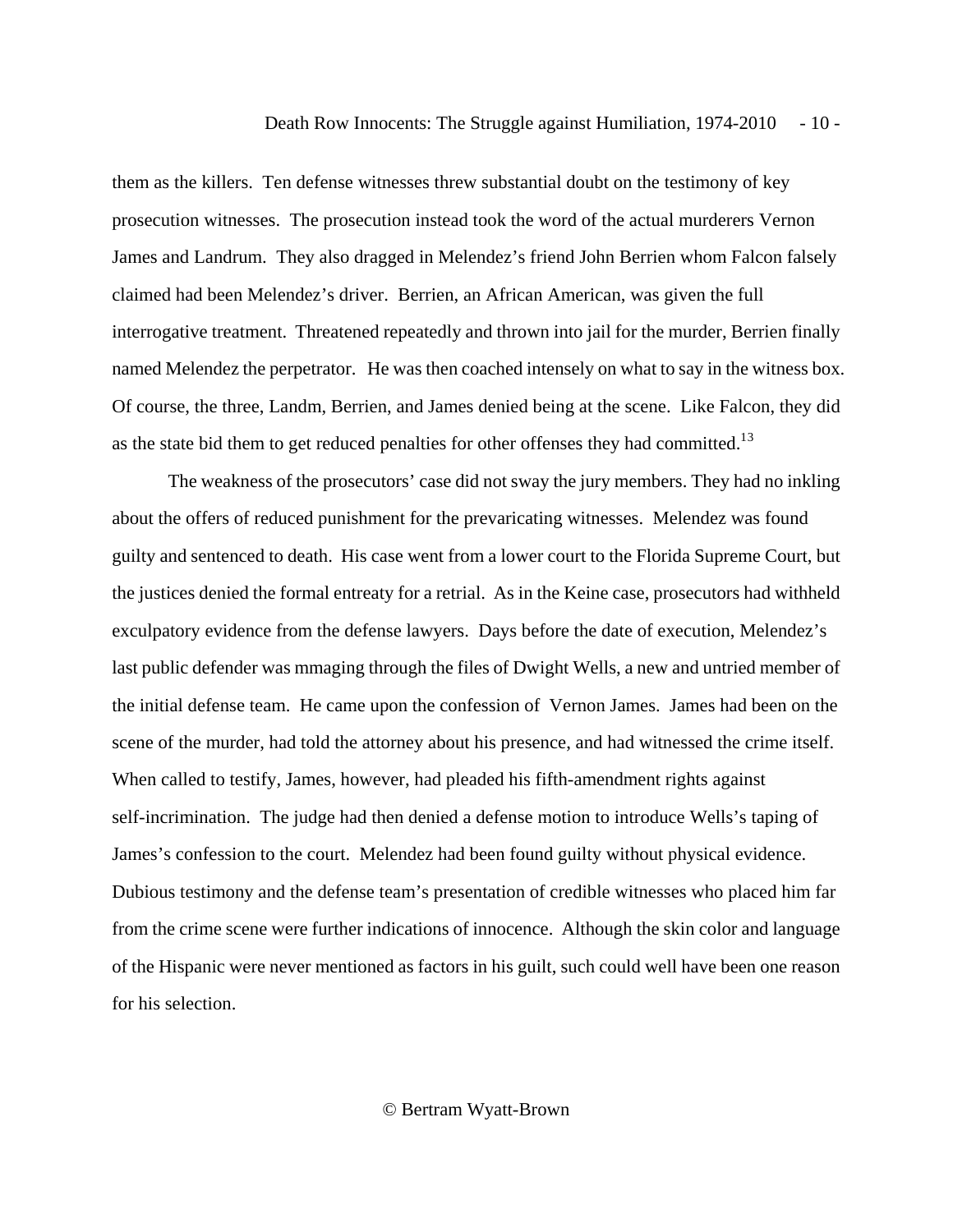them as the killers. Ten defense witnesses threw substantial doubt on the testimony of key prosecution witnesses. The prosecution instead took the word of the actual murderers Vernon James and Landrum. They also dragged in Melendez's friend John Berrien whom Falcon falsely claimed had been Melendez's driver. Berrien, an African American, was given the full interrogative treatment. Threatened repeatedly and thrown into jail for the murder, Berrien finally named Melendez the perpetrator. He was then coached intensely on what to say in the witness box. Of course, the three, Landm, Berrien, and James denied being at the scene. Like Falcon, they did as the state bid them to get reduced penalties for other offenses they had committed.[13]

The weakness of the prosecutors' case did not sway the jury members. They had no inkling about the offers of reduced punishment for the prevaricating witnesses. Melendez was found guilty and sentenced to death. His case went from a lower court to the Florida Supreme Court, but the justices denied the formal entreaty for a retrial. As in the Keine case, prosecutors had withheld exculpatory evidence from the defense lawyers. Days before the date of execution, Melendez's last public defender was mmaging through the files of Dwight Wells, a new and untried member of the initial defense team. He came upon the confession of Vernon James. James had been on the scene of the murder, had told the attorney about his presence, and had witnessed the crime itself. When called to testify, James, however, had pleaded his fifth-amendment rights against self-incrimination. The judge had then denied a defense motion to introduce Wells's taping of James's confession to the court. Melendez had been found guilty without physical evidence. Dubious testimony and the defense team's presentation of credible witnesses who placed him far from the crime scene were further indications of innocence. Although the skin color and language of the Hispanic were never mentioned as factors in his guilt, such could well have been one reason for his selection.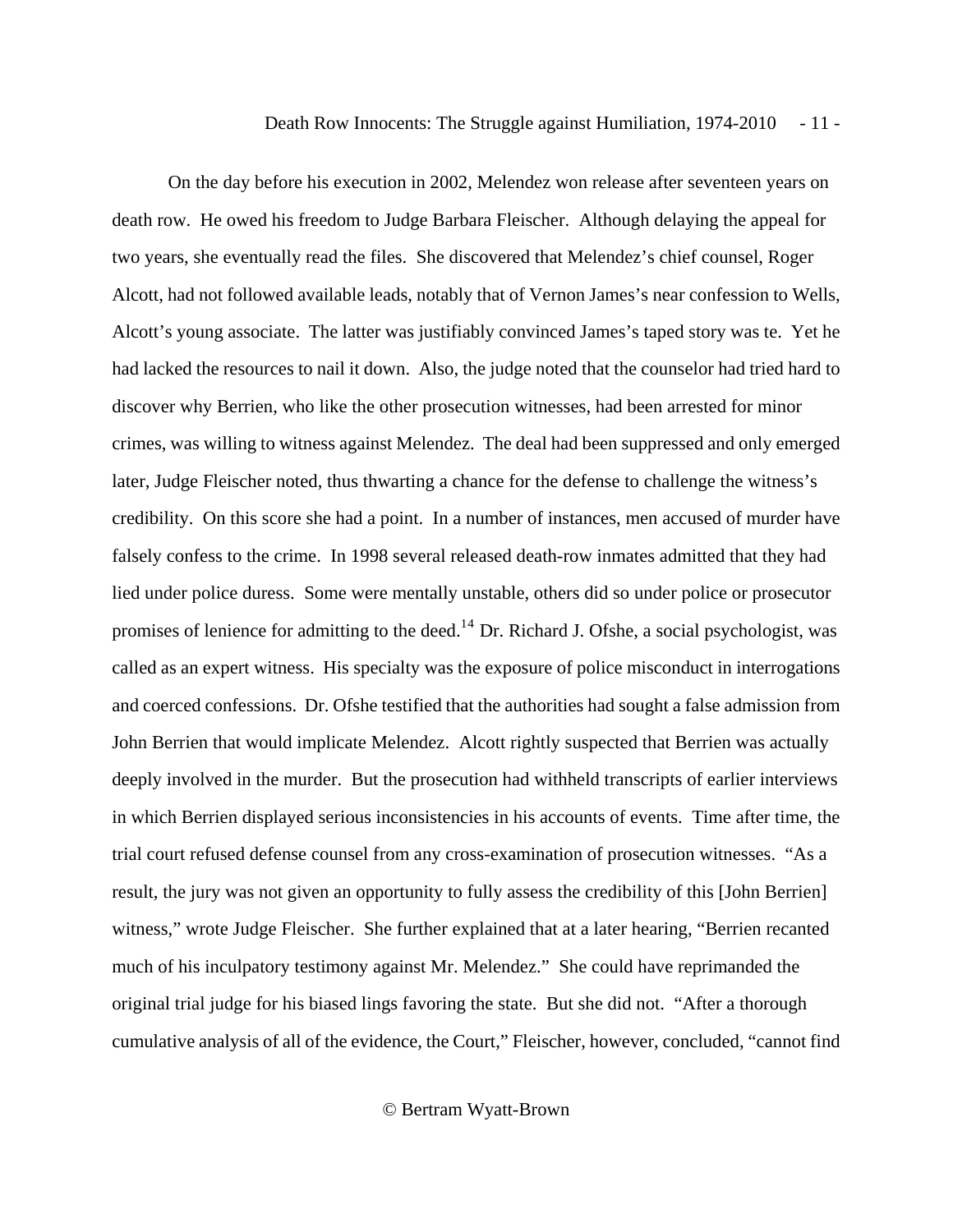On the day before his execution in 2002, Melendez won release after seventeen years on death row. He owed his freedom to Judge Barbara Fleischer. Although delaying the appeal for two years, she eventually read the files. She discovered that Melendez's chief counsel, Roger Alcott, had not followed available leads, notably that of Vernon James's near confession to Wells, Alcott's young associate. The latter was justifiably convinced James's taped story was te. Yet he had lacked the resources to nail it down. Also, the judge noted that the counselor had tried hard to discover why Berrien, who like the other prosecution witnesses, had been arrested for minor crimes, was willing to witness against Melendez. The deal had been suppressed and only emerged later, Judge Fleischer noted, thus thwarting a chance for the defense to challenge the witness's credibility. On this score she had a point. In a number of instances, men accused of murder have falsely confess to the crime. In 1998 several released death-row inmates admitted that they had lied under police duress. Some were mentally unstable, others did so under police or prosecutor promises of lenience for admitting to the deed.[14] Dr. Richard J. Ofshe, a social psychologist, was called as an expert witness. His specialty was the exposure of police misconduct in interrogations and coerced confessions. Dr. Ofshe testified that the authorities had sought a false admission from John Berrien that would implicate Melendez. Alcott rightly suspected that Berrien was actually deeply involved in the murder. But the prosecution had withheld transcripts of earlier interviews in which Berrien displayed serious inconsistencies in his accounts of events. Time after time, the trial court refused defense counsel from any cross-examination of prosecution witnesses. "As a result, the jury was not given an opportunity to fully assess the credibility of this [John Berrien] witness," wrote Judge Fleischer. She further explained that at a later hearing, "Berrien recanted much of his inculpatory testimony against Mr. Melendez." She could have reprimanded the original trial judge for his biased lings favoring the state. But she did not. "After a thorough cumulative analysis of all of the evidence, the Court," Fleischer, however, concluded, "cannot find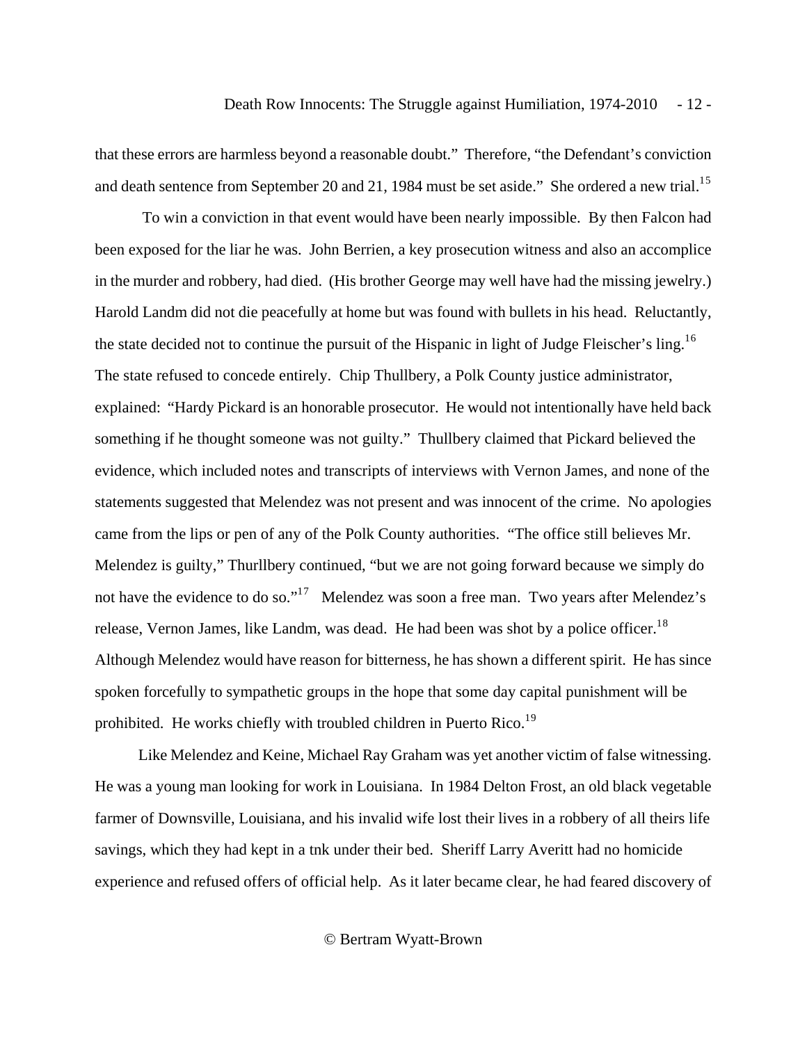that these errors are harmless beyond a reasonable doubt." Therefore, "the Defendant's conviction and death sentence from September 20 and 21, 1984 must be set aside." She ordered a new trial.[15]

To win a conviction in that event would have been nearly impossible. By then Falcon had been exposed for the liar he was. John Berrien, a key prosecution witness and also an accomplice in the murder and robbery, had died. (His brother George may well have had the missing jewelry.) Harold Landm did not die peacefully at home but was found with bullets in his head. Reluctantly, the state decided not to continue the pursuit of the Hispanic in light of Judge Fleischer's ling.[16] The state refused to concede entirely. Chip Thullbery, a Polk County justice administrator, explained: "Hardy Pickard is an honorable prosecutor. He would not intentionally have held back something if he thought someone was not guilty." Thullbery claimed that Pickard believed the evidence, which included notes and transcripts of interviews with Vernon James, and none of the statements suggested that Melendez was not present and was innocent of the crime. No apologies came from the lips or pen of any of the Polk County authorities. "The office still believes Mr. Melendez is guilty," Thurllbery continued, "but we are not going forward because we simply do not have the evidence to do so."[17] Melendez was soon a free man. Two years after Melendez's release, Vernon James, like Landm, was dead. He had been was shot by a police officer.[18] Although Melendez would have reason for bitterness, he has shown a different spirit. He has since spoken forcefully to sympathetic groups in the hope that some day capital punishment will be prohibited. He works chiefly with troubled children in Puerto Rico.[19]

Like Melendez and Keine, Michael Ray Graham was yet another victim of false witnessing. He was a young man looking for work in Louisiana. In 1984 Delton Frost, an old black vegetable farmer of Downsville, Louisiana, and his invalid wife lost their lives in a robbery of all theirs life savings, which they had kept in a tnk under their bed. Sheriff Larry Averitt had no homicide experience and refused offers of official help. As it later became clear, he had feared discovery of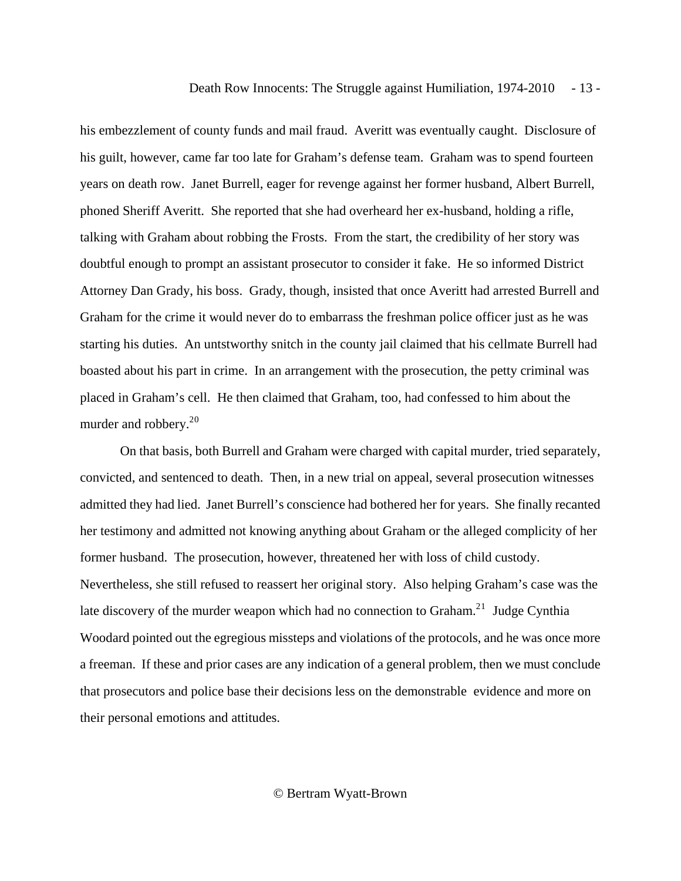his embezzlement of county funds and mail fraud. Averitt was eventually caught. Disclosure of his guilt, however, came far too late for Graham's defense team. Graham was to spend fourteen years on death row. Janet Burrell, eager for revenge against her former husband, Albert Burrell, phoned Sheriff Averitt. She reported that she had overheard her ex-husband, holding a rifle, talking with Graham about robbing the Frosts. From the start, the credibility of her story was doubtful enough to prompt an assistant prosecutor to consider it fake. He so informed District Attorney Dan Grady, his boss. Grady, though, insisted that once Averitt had arrested Burrell and Graham for the crime it would never do to embarrass the freshman police officer just as he was starting his duties. An untstworthy snitch in the county jail claimed that his cellmate Burrell had boasted about his part in crime. In an arrangement with the prosecution, the petty criminal was placed in Graham's cell. He then claimed that Graham, too, had confessed to him about the murder and robbery.[20]

On that basis, both Burrell and Graham were charged with capital murder, tried separately, convicted, and sentenced to death. Then, in a new trial on appeal, several prosecution witnesses admitted they had lied. Janet Burrell's conscience had bothered her for years. She finally recanted her testimony and admitted not knowing anything about Graham or the alleged complicity of her former husband. The prosecution, however, threatened her with loss of child custody. Nevertheless, she still refused to reassert her original story. Also helping Graham's case was the late discovery of the murder weapon which had no connection to Graham.[21] Judge Cynthia Woodard pointed out the egregious missteps and violations of the protocols, and he was once more a freeman. If these and prior cases are any indication of a general problem, then we must conclude that prosecutors and police base their decisions less on the demonstrable evidence and more on their personal emotions and attitudes.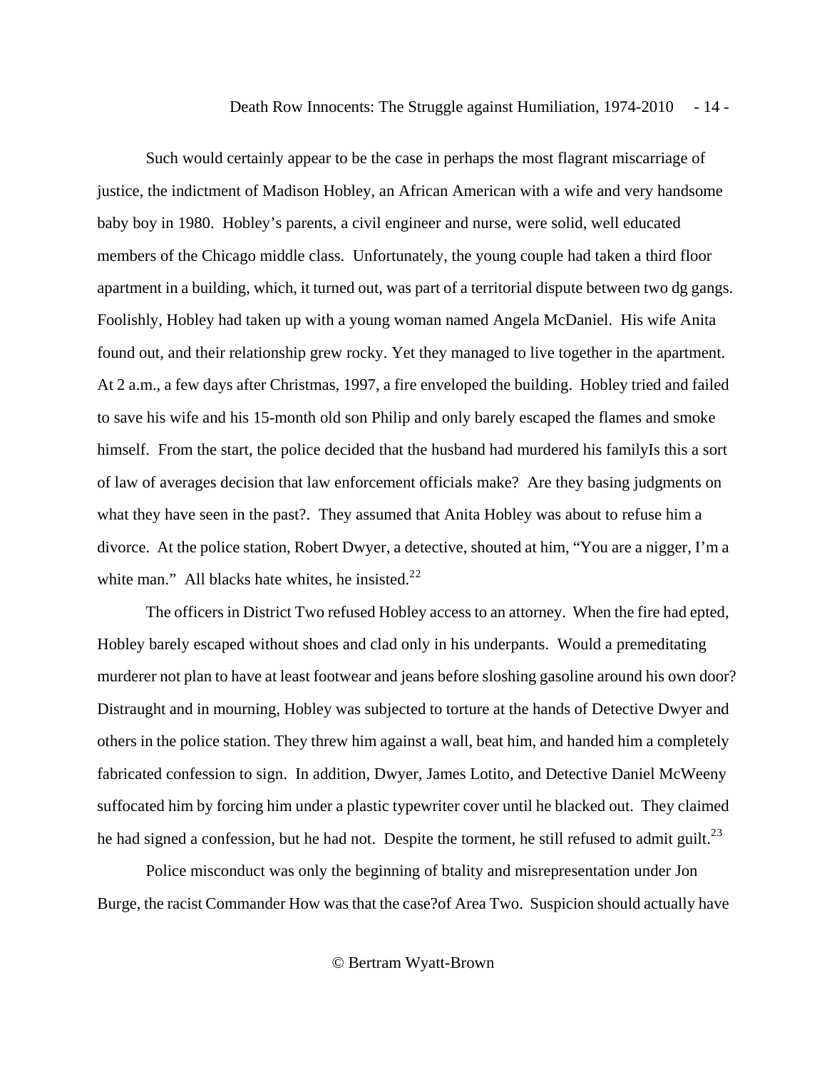Such would certainly appear to be the case in perhaps the most flagrant miscarriage of justice, the indictment of Madison Hobley, an African American with a wife and very handsome baby boy in 1980. Hobley's parents, a civil engineer and nurse, were solid, well educated members of the Chicago middle class. Unfortunately, the young couple had taken a third floor apartment in a building, which, it turned out, was part of a territorial dispute between two dg gangs. Foolishly, Hobley had taken up with a young woman named Angela McDaniel. His wife Anita found out, and their relationship grew rocky. Yet they managed to live together in the apartment. At 2 a.m., a few days after Christmas, 1997, a fire enveloped the building. Hobley tried and failed to save his wife and his 15-month old son Philip and only barely escaped the flames and smoke himself. From the start, the police decided that the husband had murdered his familyIs this a sort of law of averages decision that law enforcement officials make? Are they basing judgments on what they have seen in the past?. They assumed that Anita Hobley was about to refuse him a divorce. At the police station, Robert Dwyer, a detective, shouted at him, "You are a nigger, I'm a white man." All blacks hate whites, he insisted.[22]

The officers in District Two refused Hobley access to an attorney. When the fire had epted, Hobley barely escaped without shoes and clad only in his underpants. Would a premeditating murderer not plan to have at least footwear and jeans before sloshing gasoline around his own door? Distraught and in mourning, Hobley was subjected to torture at the hands of Detective Dwyer and others in the police station. They threw him against a wall, beat him, and handed him a completely fabricated confession to sign. In addition, Dwyer, James Lotito, and Detective Daniel McWeeny suffocated him by forcing him under a plastic typewriter cover until he blacked out. They claimed he had signed a confession, but he had not. Despite the torment, he still refused to admit guilt.[23]

Police misconduct was only the beginning of btality and misrepresentation under Jon Burge, the racist Commander How was that the case?of Area Two. Suspicion should actually have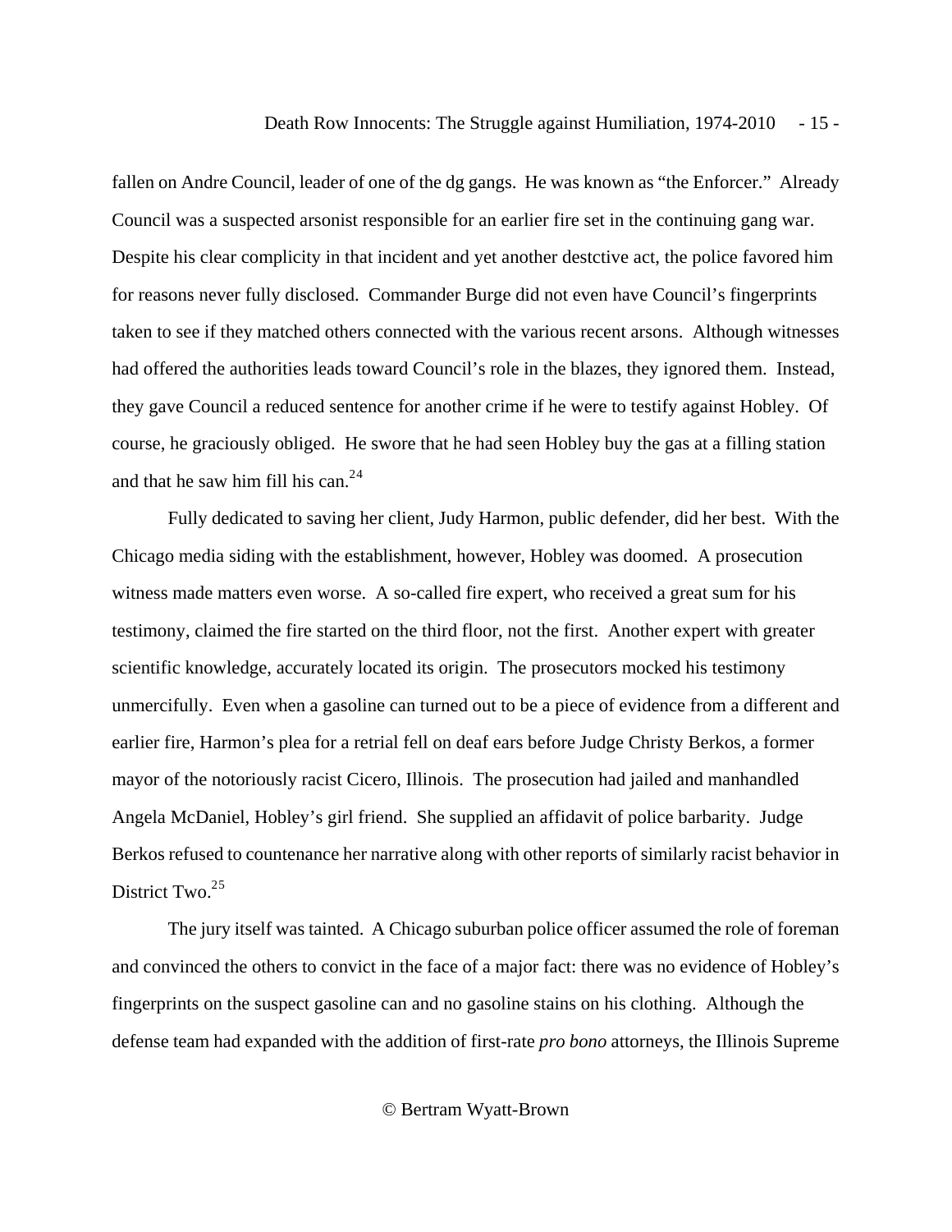fallen on Andre Council, leader of one of the dg gangs. He was known as "the Enforcer." Already Council was a suspected arsonist responsible for an earlier fire set in the continuing gang war. Despite his clear complicity in that incident and yet another destctive act, the police favored him for reasons never fully disclosed. Commander Burge did not even have Council's fingerprints taken to see if they matched others connected with the various recent arsons. Although witnesses had offered the authorities leads toward Council's role in the blazes, they ignored them. Instead, they gave Council a reduced sentence for another crime if he were to testify against Hobley. Of course, he graciously obliged. He swore that he had seen Hobley buy the gas at a filling station and that he saw him fill his can.[24]

Fully dedicated to saving her client, Judy Harmon, public defender, did her best. With the Chicago media siding with the establishment, however, Hobley was doomed. A prosecution witness made matters even worse. A so-called fire expert, who received a great sum for his testimony, claimed the fire started on the third floor, not the first. Another expert with greater scientific knowledge, accurately located its origin. The prosecutors mocked his testimony unmercifully. Even when a gasoline can turned out to be a piece of evidence from a different and earlier fire, Harmon's plea for a retrial fell on deaf ears before Judge Christy Berkos, a former mayor of the notoriously racist Cicero, Illinois. The prosecution had jailed and manhandled Angela McDaniel, Hobley's girl friend. She supplied an affidavit of police barbarity. Judge Berkos refused to countenance her narrative along with other reports of similarly racist behavior in District Two.[25]

The jury itself was tainted. A Chicago suburban police officer assumed the role of foreman and convinced the others to convict in the face of a major fact: there was no evidence of Hobley's fingerprints on the suspect gasoline can and no gasoline stains on his clothing. Although the defense team had expanded with the addition of first-rate *pro bono* attorneys, the Illinois Supreme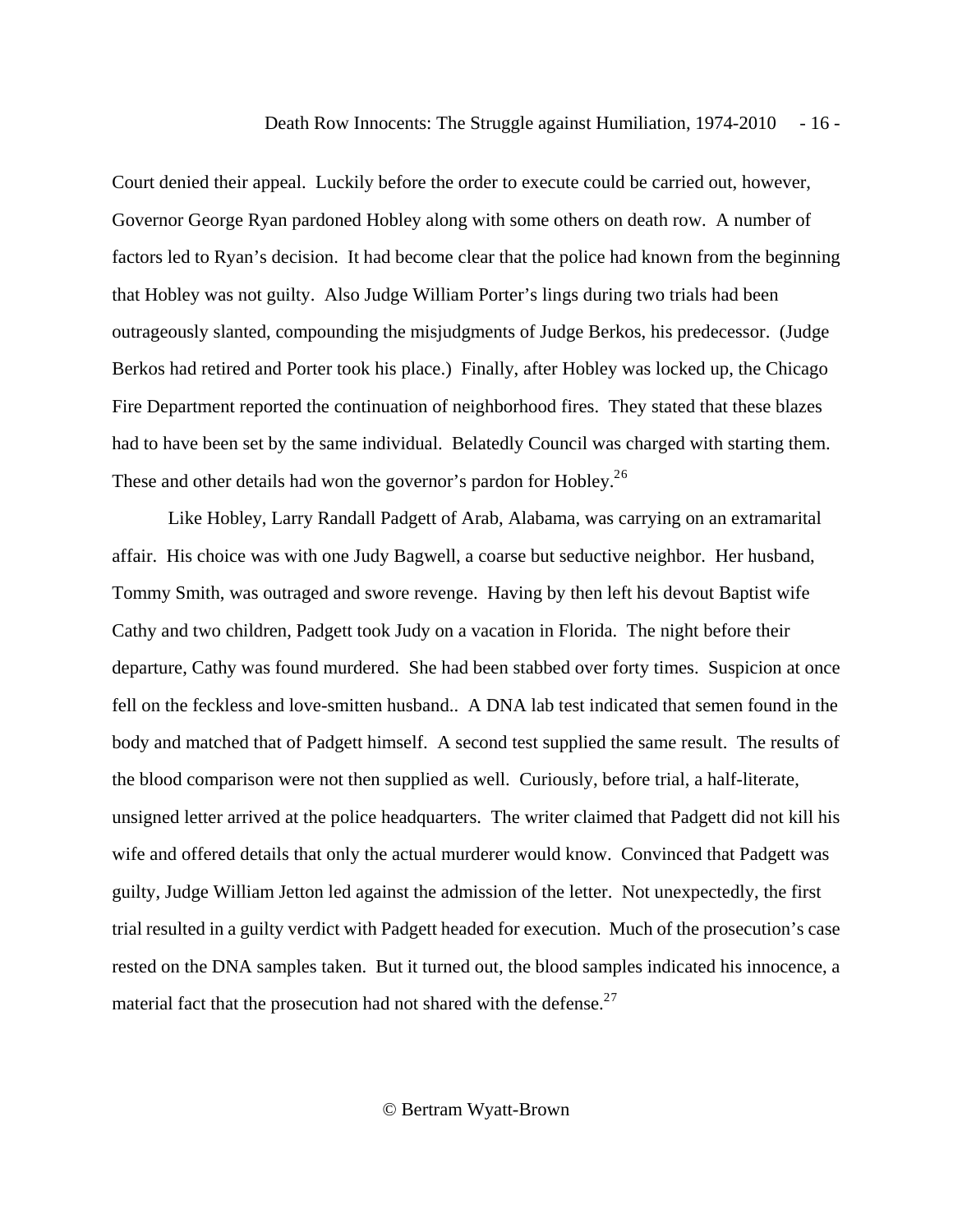Court denied their appeal. Luckily before the order to execute could be carried out, however, Governor George Ryan pardoned Hobley along with some others on death row. A number of factors led to Ryan's decision. It had become clear that the police had known from the beginning that Hobley was not guilty. Also Judge William Porter's lings during two trials had been outrageously slanted, compounding the misjudgments of Judge Berkos, his predecessor. (Judge Berkos had retired and Porter took his place.) Finally, after Hobley was locked up, the Chicago Fire Department reported the continuation of neighborhood fires. They stated that these blazes had to have been set by the same individual. Belatedly Council was charged with starting them. These and other details had won the governor's pardon for Hobley.[26]

Like Hobley, Larry Randall Padgett of Arab, Alabama, was carrying on an extramarital affair. His choice was with one Judy Bagwell, a coarse but seductive neighbor. Her husband, Tommy Smith, was outraged and swore revenge. Having by then left his devout Baptist wife Cathy and two children, Padgett took Judy on a vacation in Florida. The night before their departure, Cathy was found murdered. She had been stabbed over forty times. Suspicion at once fell on the feckless and love-smitten husband.. A DNA lab test indicated that semen found in the body and matched that of Padgett himself. A second test supplied the same result. The results of the blood comparison were not then supplied as well. Curiously, before trial, a half-literate, unsigned letter arrived at the police headquarters. The writer claimed that Padgett did not kill his wife and offered details that only the actual murderer would know. Convinced that Padgett was guilty, Judge William Jetton led against the admission of the letter. Not unexpectedly, the first trial resulted in a guilty verdict with Padgett headed for execution. Much of the prosecution's case rested on the DNA samples taken. But it turned out, the blood samples indicated his innocence, a material fact that the prosecution had not shared with the defense.[27]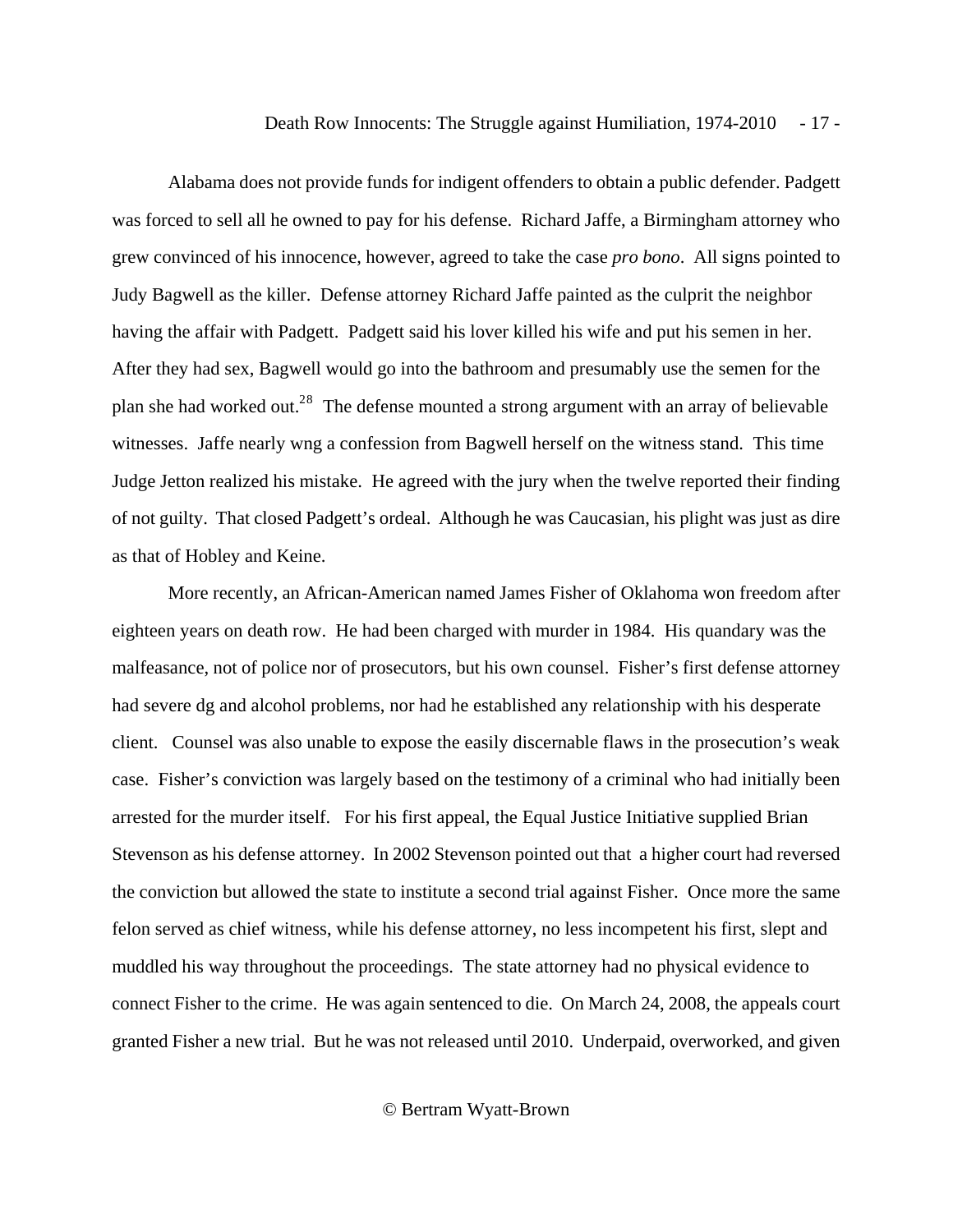Alabama does not provide funds for indigent offenders to obtain a public defender. Padgett was forced to sell all he owned to pay for his defense. Richard Jaffe, a Birmingham attorney who grew convinced of his innocence, however, agreed to take the case *pro bono*. All signs pointed to Judy Bagwell as the killer. Defense attorney Richard Jaffe painted as the culprit the neighbor having the affair with Padgett. Padgett said his lover killed his wife and put his semen in her. After they had sex, Bagwell would go into the bathroom and presumably use the semen for the plan she had worked out.[28] The defense mounted a strong argument with an array of believable witnesses. Jaffe nearly wng a confession from Bagwell herself on the witness stand. This time Judge Jetton realized his mistake. He agreed with the jury when the twelve reported their finding of not guilty. That closed Padgett's ordeal. Although he was Caucasian, his plight was just as dire as that of Hobley and Keine.

More recently, an African-American named James Fisher of Oklahoma won freedom after eighteen years on death row. He had been charged with murder in 1984. His quandary was the malfeasance, not of police nor of prosecutors, but his own counsel. Fisher's first defense attorney had severe dg and alcohol problems, nor had he established any relationship with his desperate client. Counsel was also unable to expose the easily discernable flaws in the prosecution's weak case. Fisher's conviction was largely based on the testimony of a criminal who had initially been arrested for the murder itself. For his first appeal, the Equal Justice Initiative supplied Brian Stevenson as his defense attorney. In 2002 Stevenson pointed out that a higher court had reversed the conviction but allowed the state to institute a second trial against Fisher. Once more the same felon served as chief witness, while his defense attorney, no less incompetent his first, slept and muddled his way throughout the proceedings. The state attorney had no physical evidence to connect Fisher to the crime. He was again sentenced to die. On March 24, 2008, the appeals court granted Fisher a new trial. But he was not released until 2010. Underpaid, overworked, and given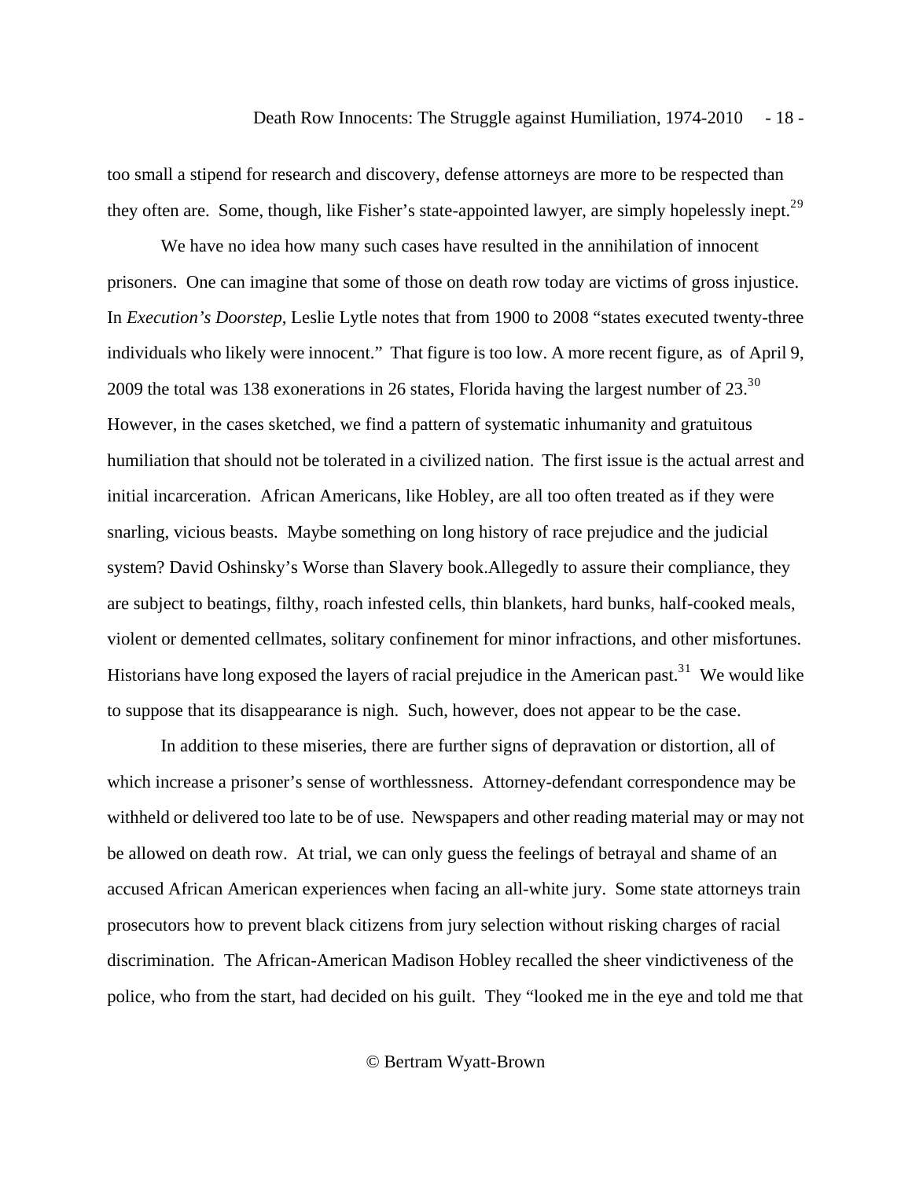too small a stipend for research and discovery, defense attorneys are more to be respected than they often are. Some, though, like Fisher's state-appointed lawyer, are simply hopelessly inept.[29]

We have no idea how many such cases have resulted in the annihilation of innocent prisoners. One can imagine that some of those on death row today are victims of gross injustice. In *Execution's Doorstep*, Leslie Lytle notes that from 1900 to 2008 "states executed twenty-three individuals who likely were innocent." That figure is too low. A more recent figure, as of April 9, 2009 the total was 138 exonerations in 26 states, Florida having the largest number of 23.[30] However, in the cases sketched, we find a pattern of systematic inhumanity and gratuitous humiliation that should not be tolerated in a civilized nation. The first issue is the actual arrest and initial incarceration. African Americans, like Hobley, are all too often treated as if they were snarling, vicious beasts. Maybe something on long history of race prejudice and the judicial system? David Oshinsky's Worse than Slavery book.Allegedly to assure their compliance, they are subject to beatings, filthy, roach infested cells, thin blankets, hard bunks, half-cooked meals, violent or demented cellmates, solitary confinement for minor infractions, and other misfortunes. Historians have long exposed the layers of racial prejudice in the American past.[31] We would like to suppose that its disappearance is nigh. Such, however, does not appear to be the case.

In addition to these miseries, there are further signs of depravation or distortion, all of which increase a prisoner's sense of worthlessness. Attorney-defendant correspondence may be withheld or delivered too late to be of use. Newspapers and other reading material may or may not be allowed on death row. At trial, we can only guess the feelings of betrayal and shame of an accused African American experiences when facing an all-white jury. Some state attorneys train prosecutors how to prevent black citizens from jury selection without risking charges of racial discrimination. The African-American Madison Hobley recalled the sheer vindictiveness of the police, who from the start, had decided on his guilt. They "looked me in the eye and told me that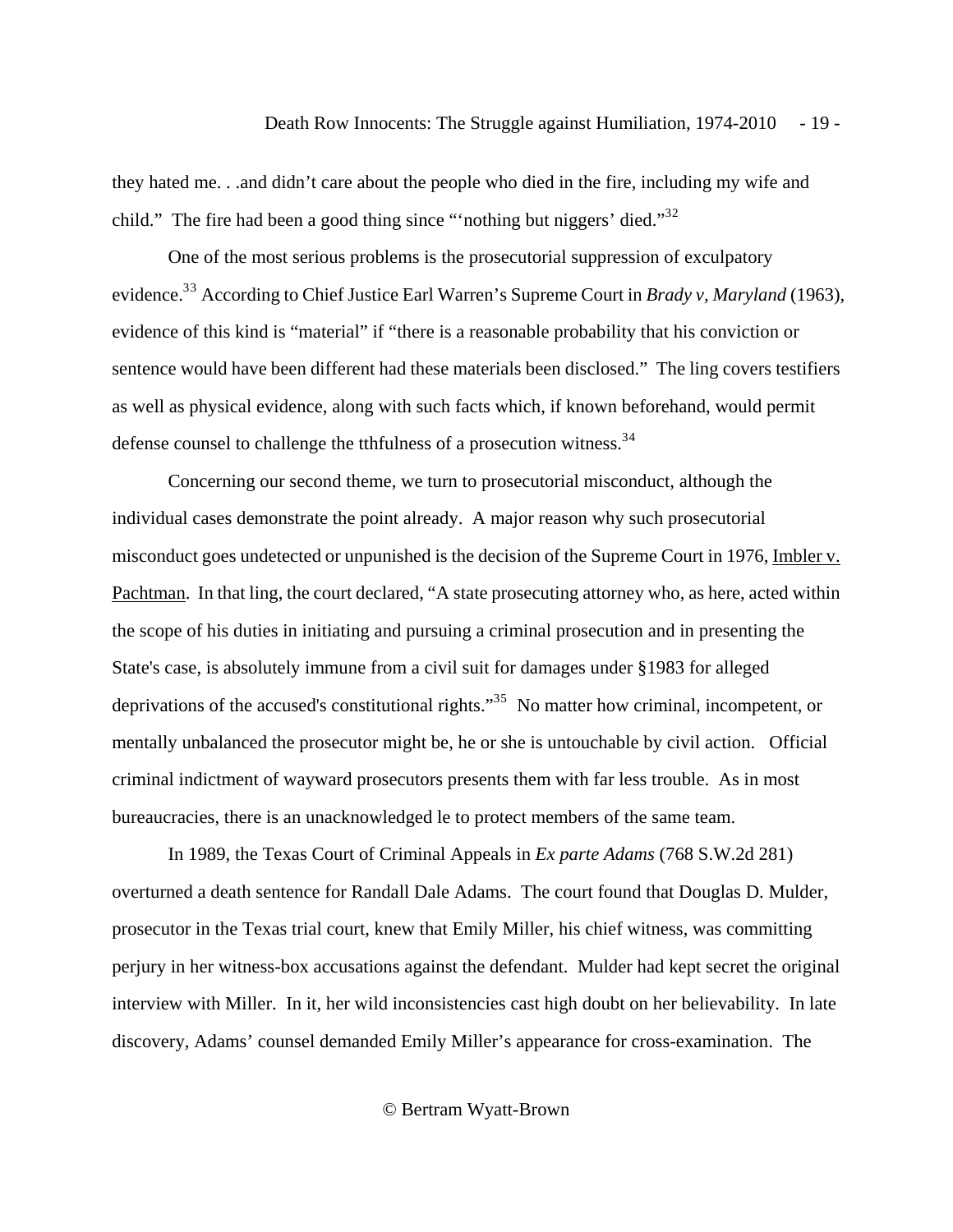they hated me. . .and didn't care about the people who died in the fire, including my wife and child." The fire had been a good thing since "'nothing but niggers' died."[32]

One of the most serious problems is the prosecutorial suppression of exculpatory evidence.[33] According to Chief Justice Earl Warren's Supreme Court in *Brady v, Maryland* (1963), evidence of this kind is "material" if "there is a reasonable probability that his conviction or sentence would have been different had these materials been disclosed." The ling covers testifiers as well as physical evidence, along with such facts which, if known beforehand, would permit defense counsel to challenge the tthfulness of a prosecution witness.[34]

Concerning our second theme, we turn to prosecutorial misconduct, although the individual cases demonstrate the point already. A major reason why such prosecutorial misconduct goes undetected or unpunished is the decision of the Supreme Court in 1976, Imbler v. Pachtman. In that ling, the court declared, "A state prosecuting attorney who, as here, acted within the scope of his duties in initiating and pursuing a criminal prosecution and in presenting the State's case, is absolutely immune from a civil suit for damages under §1983 for alleged deprivations of the accused's constitutional rights."[35] No matter how criminal, incompetent, or mentally unbalanced the prosecutor might be, he or she is untouchable by civil action. Official criminal indictment of wayward prosecutors presents them with far less trouble. As in most bureaucracies, there is an unacknowledged le to protect members of the same team.

In 1989, the Texas Court of Criminal Appeals in *Ex parte Adams* (768 S.W.2d 281) overturned a death sentence for Randall Dale Adams. The court found that Douglas D. Mulder, prosecutor in the Texas trial court, knew that Emily Miller, his chief witness, was committing perjury in her witness-box accusations against the defendant. Mulder had kept secret the original interview with Miller. In it, her wild inconsistencies cast high doubt on her believability. In late discovery, Adams' counsel demanded Emily Miller's appearance for cross-examination. The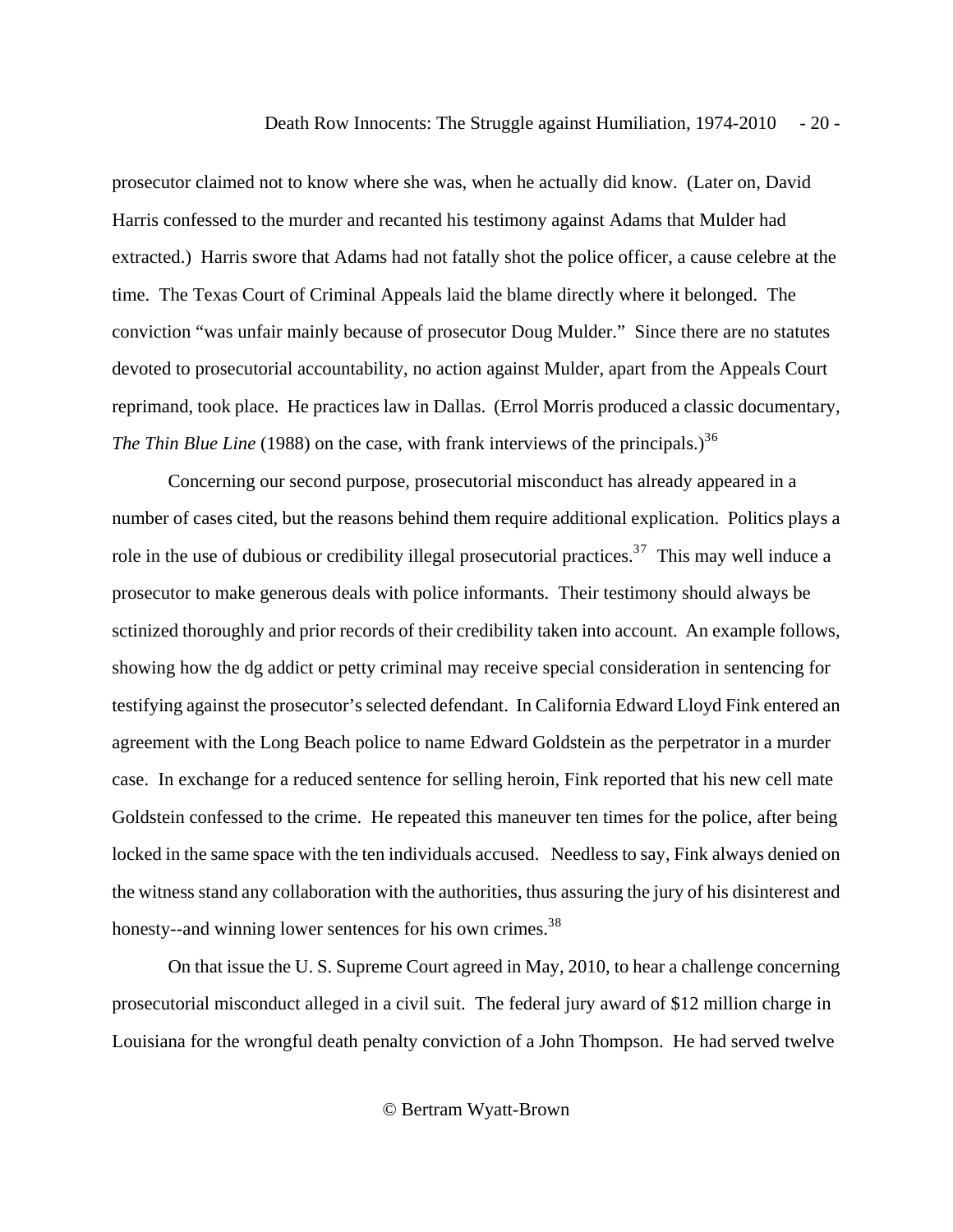prosecutor claimed not to know where she was, when he actually did know. (Later on, David Harris confessed to the murder and recanted his testimony against Adams that Mulder had extracted.) Harris swore that Adams had not fatally shot the police officer, a cause celebre at the time. The Texas Court of Criminal Appeals laid the blame directly where it belonged. The conviction "was unfair mainly because of prosecutor Doug Mulder." Since there are no statutes devoted to prosecutorial accountability, no action against Mulder, apart from the Appeals Court reprimand, took place. He practices law in Dallas. (Errol Morris produced a classic documentary, *The Thin Blue Line* (1988) on the case, with frank interviews of the principals.)[36]

Concerning our second purpose, prosecutorial misconduct has already appeared in a number of cases cited, but the reasons behind them require additional explication. Politics plays a role in the use of dubious or credibility illegal prosecutorial practices.[37] This may well induce a prosecutor to make generous deals with police informants. Their testimony should always be sctinized thoroughly and prior records of their credibility taken into account. An example follows, showing how the dg addict or petty criminal may receive special consideration in sentencing for testifying against the prosecutor's selected defendant. In California Edward Lloyd Fink entered an agreement with the Long Beach police to name Edward Goldstein as the perpetrator in a murder case. In exchange for a reduced sentence for selling heroin, Fink reported that his new cell mate Goldstein confessed to the crime. He repeated this maneuver ten times for the police, after being locked in the same space with the ten individuals accused. Needless to say, Fink always denied on the witness stand any collaboration with the authorities, thus assuring the jury of his disinterest and honesty--and winning lower sentences for his own crimes.[38]

On that issue the U. S. Supreme Court agreed in May, 2010, to hear a challenge concerning prosecutorial misconduct alleged in a civil suit. The federal jury award of $12 million charge in Louisiana for the wrongful death penalty conviction of a John Thompson. He had served twelve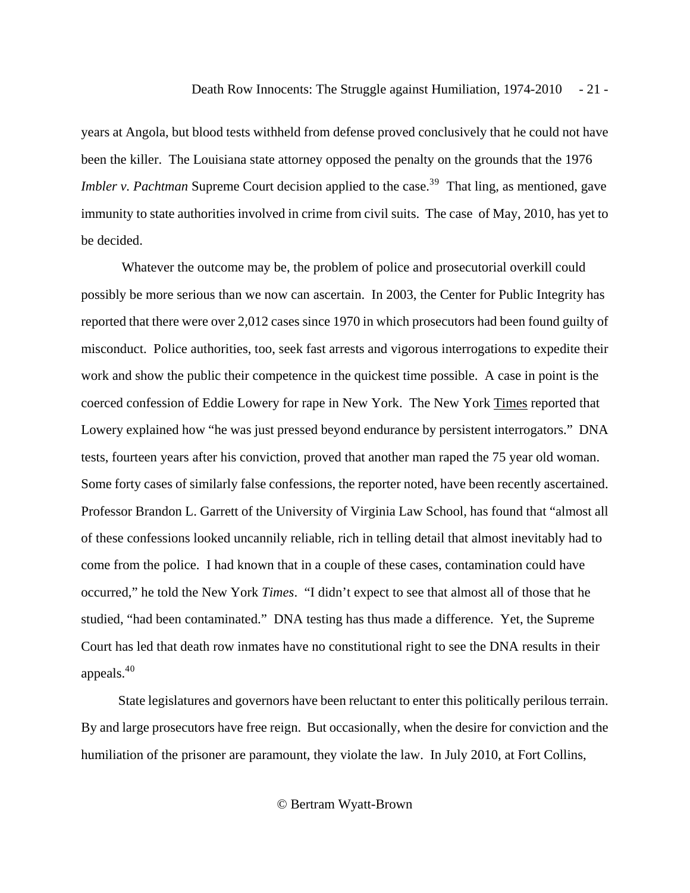years at Angola, but blood tests withheld from defense proved conclusively that he could not have been the killer. The Louisiana state attorney opposed the penalty on the grounds that the 1976 *Imbler v. Pachtman* Supreme Court decision applied to the case.[39] That ling, as mentioned, gave immunity to state authorities involved in crime from civil suits. The case of May, 2010, has yet to be decided.

Whatever the outcome may be, the problem of police and prosecutorial overkill could possibly be more serious than we now can ascertain. In 2003, the Center for Public Integrity has reported that there were over 2,012 cases since 1970 in which prosecutors had been found guilty of misconduct. Police authorities, too, seek fast arrests and vigorous interrogations to expedite their work and show the public their competence in the quickest time possible. A case in point is the coerced confession of Eddie Lowery for rape in New York. The New York Times reported that Lowery explained how "he was just pressed beyond endurance by persistent interrogators." DNA tests, fourteen years after his conviction, proved that another man raped the 75 year old woman. Some forty cases of similarly false confessions, the reporter noted, have been recently ascertained. Professor Brandon L. Garrett of the University of Virginia Law School, has found that "almost all of these confessions looked uncannily reliable, rich in telling detail that almost inevitably had to come from the police. I had known that in a couple of these cases, contamination could have occurred," he told the New York *Times*. "I didn't expect to see that almost all of those that he studied, "had been contaminated." DNA testing has thus made a difference. Yet, the Supreme Court has led that death row inmates have no constitutional right to see the DNA results in their appeals.[40]

State legislatures and governors have been reluctant to enter this politically perilous terrain. By and large prosecutors have free reign. But occasionally, when the desire for conviction and the humiliation of the prisoner are paramount, they violate the law. In July 2010, at Fort Collins,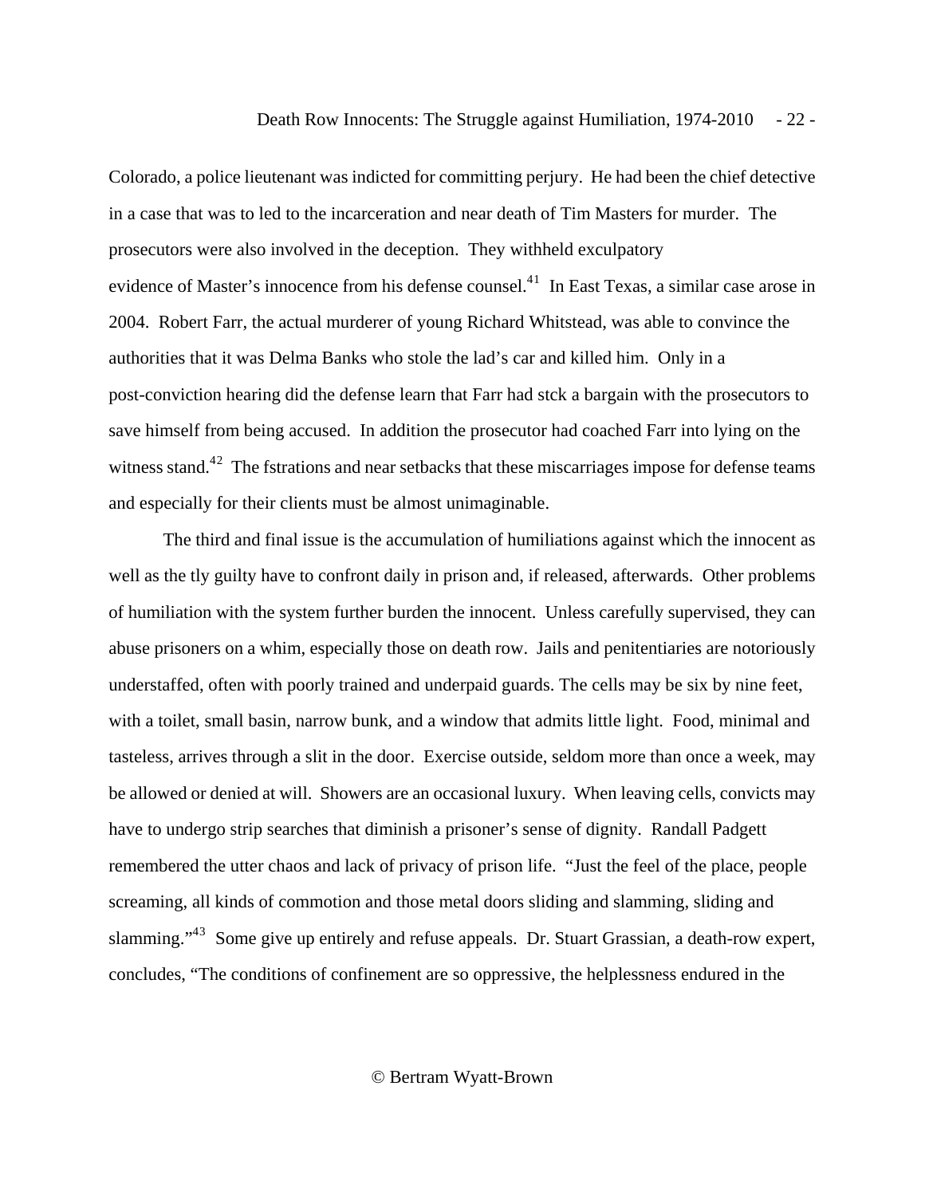Colorado, a police lieutenant was indicted for committing perjury. He had been the chief detective in a case that was to led to the incarceration and near death of Tim Masters for murder. The prosecutors were also involved in the deception. They withheld exculpatory evidence of Master's innocence from his defense counsel.[41] In East Texas, a similar case arose in 2004. Robert Farr, the actual murderer of young Richard Whitstead, was able to convince the authorities that it was Delma Banks who stole the lad's car and killed him. Only in a post-conviction hearing did the defense learn that Farr had stck a bargain with the prosecutors to save himself from being accused. In addition the prosecutor had coached Farr into lying on the witness stand.[42] The fstrations and near setbacks that these miscarriages impose for defense teams and especially for their clients must be almost unimaginable.

The third and final issue is the accumulation of humiliations against which the innocent as well as the tly guilty have to confront daily in prison and, if released, afterwards. Other problems of humiliation with the system further burden the innocent. Unless carefully supervised, they can abuse prisoners on a whim, especially those on death row. Jails and penitentiaries are notoriously understaffed, often with poorly trained and underpaid guards. The cells may be six by nine feet, with a toilet, small basin, narrow bunk, and a window that admits little light. Food, minimal and tasteless, arrives through a slit in the door. Exercise outside, seldom more than once a week, may be allowed or denied at will. Showers are an occasional luxury. When leaving cells, convicts may have to undergo strip searches that diminish a prisoner's sense of dignity. Randall Padgett remembered the utter chaos and lack of privacy of prison life. "Just the feel of the place, people screaming, all kinds of commotion and those metal doors sliding and slamming, sliding and slamming."[43] Some give up entirely and refuse appeals. Dr. Stuart Grassian, a death-row expert, concludes, "The conditions of confinement are so oppressive, the helplessness endured in the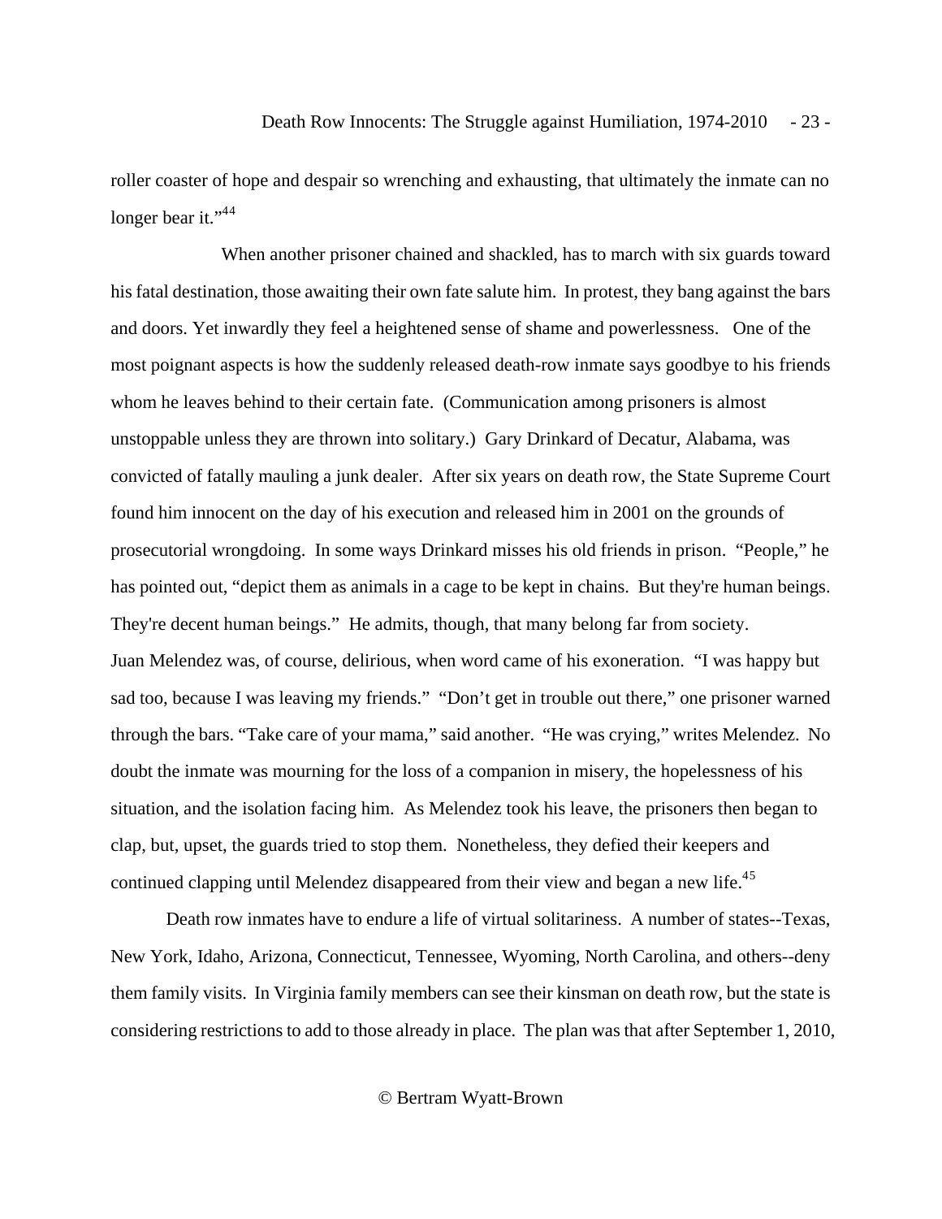roller coaster of hope and despair so wrenching and exhausting, that ultimately the inmate can no longer bear it."[44]

When another prisoner chained and shackled, has to march with six guards toward his fatal destination, those awaiting their own fate salute him. In protest, they bang against the bars and doors. Yet inwardly they feel a heightened sense of shame and powerlessness. One of the most poignant aspects is how the suddenly released death-row inmate says goodbye to his friends whom he leaves behind to their certain fate. (Communication among prisoners is almost unstoppable unless they are thrown into solitary.) Gary Drinkard of Decatur, Alabama, was convicted of fatally mauling a junk dealer. After six years on death row, the State Supreme Court found him innocent on the day of his execution and released him in 2001 on the grounds of prosecutorial wrongdoing. In some ways Drinkard misses his old friends in prison. "People," he has pointed out, "depict them as animals in a cage to be kept in chains. But they're human beings. They're decent human beings." He admits, though, that many belong far from society.
Juan Melendez was, of course, delirious, when word came of his exoneration. "I was happy but sad too, because I was leaving my friends." "Don't get in trouble out there," one prisoner warned through the bars. "Take care of your mama," said another. "He was crying," writes Melendez. No doubt the inmate was mourning for the loss of a companion in misery, the hopelessness of his situation, and the isolation facing him. As Melendez took his leave, the prisoners then began to clap, but, upset, the guards tried to stop them. Nonetheless, they defied their keepers and continued clapping until Melendez disappeared from their view and began a new life.[45]

Death row inmates have to endure a life of virtual solitariness. A number of states--Texas, New York, Idaho, Arizona, Connecticut, Tennessee, Wyoming, North Carolina, and others--deny them family visits. In Virginia family members can see their kinsman on death row, but the state is considering restrictions to add to those already in place. The plan was that after September 1, 2010,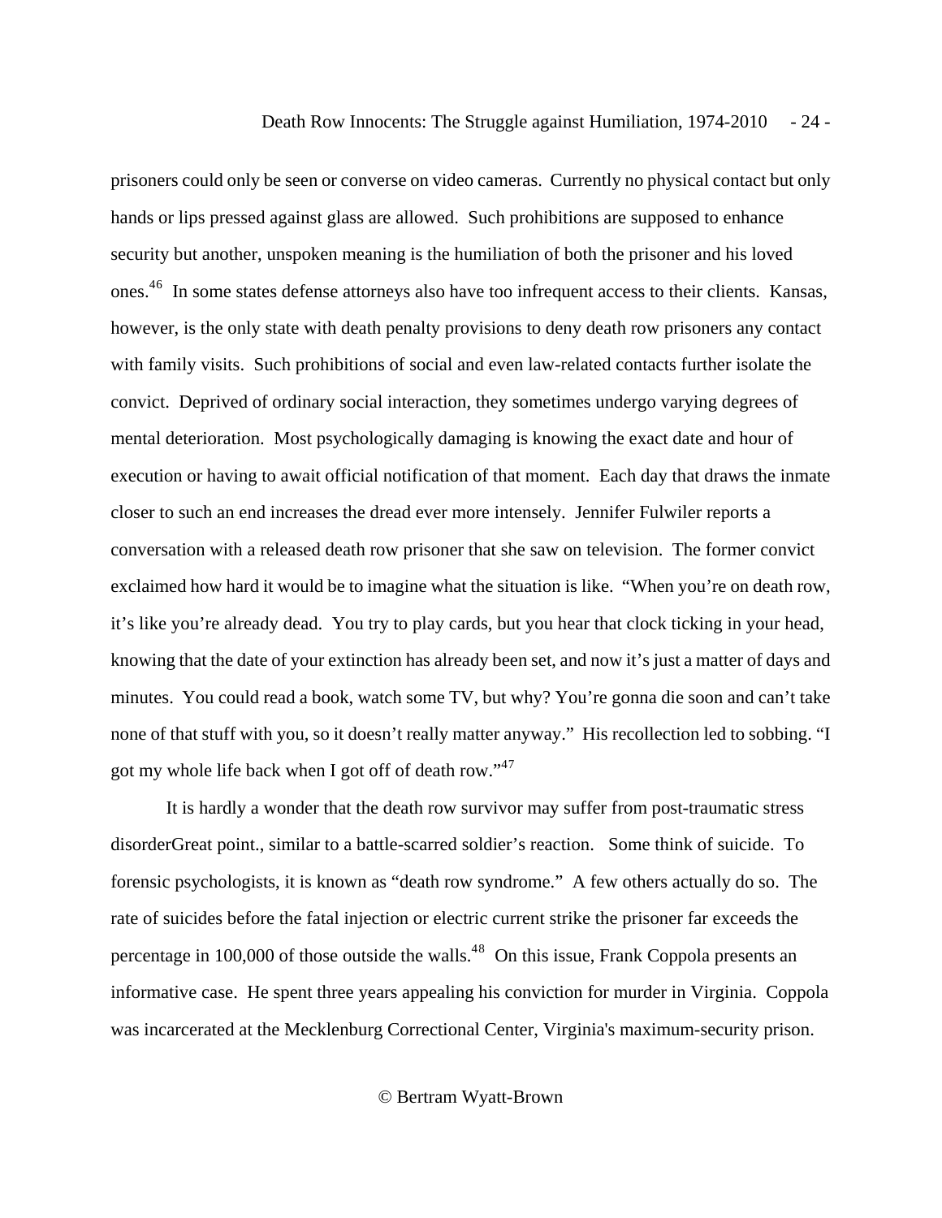prisoners could only be seen or converse on video cameras. Currently no physical contact but only hands or lips pressed against glass are allowed. Such prohibitions are supposed to enhance security but another, unspoken meaning is the humiliation of both the prisoner and his loved ones.[46] In some states defense attorneys also have too infrequent access to their clients. Kansas, however, is the only state with death penalty provisions to deny death row prisoners any contact with family visits. Such prohibitions of social and even law-related contacts further isolate the convict. Deprived of ordinary social interaction, they sometimes undergo varying degrees of mental deterioration. Most psychologically damaging is knowing the exact date and hour of execution or having to await official notification of that moment. Each day that draws the inmate closer to such an end increases the dread ever more intensely. Jennifer Fulwiler reports a conversation with a released death row prisoner that she saw on television. The former convict exclaimed how hard it would be to imagine what the situation is like. "When you're on death row, it's like you're already dead. You try to play cards, but you hear that clock ticking in your head, knowing that the date of your extinction has already been set, and now it's just a matter of days and minutes. You could read a book, watch some TV, but why? You're gonna die soon and can't take none of that stuff with you, so it doesn't really matter anyway." His recollection led to sobbing. "I got my whole life back when I got off of death row."[47]

It is hardly a wonder that the death row survivor may suffer from post-traumatic stress disorderGreat point., similar to a battle-scarred soldier's reaction. Some think of suicide. To forensic psychologists, it is known as "death row syndrome." A few others actually do so. The rate of suicides before the fatal injection or electric current strike the prisoner far exceeds the percentage in 100,000 of those outside the walls.[48] On this issue, Frank Coppola presents an informative case. He spent three years appealing his conviction for murder in Virginia. Coppola was incarcerated at the Mecklenburg Correctional Center, Virginia's maximum-security prison.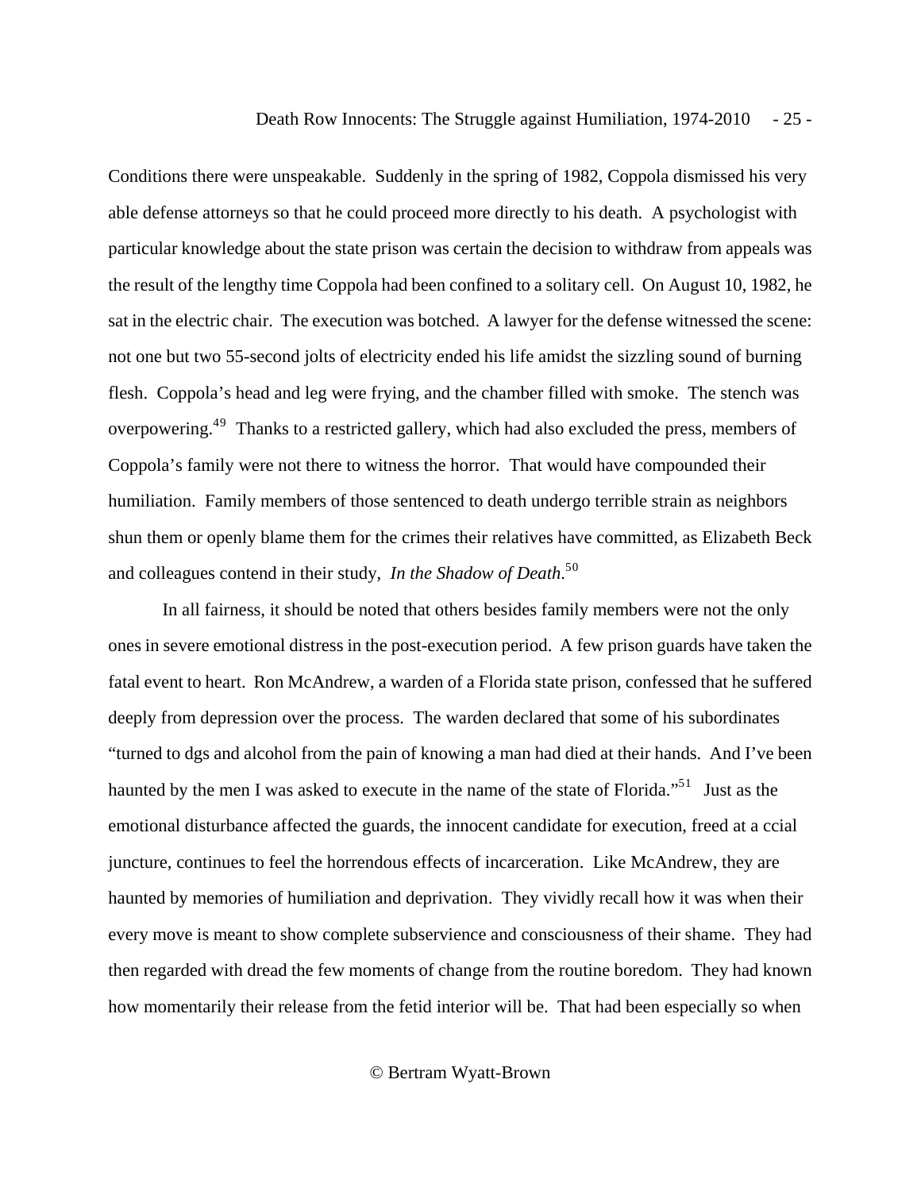Conditions there were unspeakable. Suddenly in the spring of 1982, Coppola dismissed his very able defense attorneys so that he could proceed more directly to his death. A psychologist with particular knowledge about the state prison was certain the decision to withdraw from appeals was the result of the lengthy time Coppola had been confined to a solitary cell. On August 10, 1982, he sat in the electric chair. The execution was botched. A lawyer for the defense witnessed the scene: not one but two 55-second jolts of electricity ended his life amidst the sizzling sound of burning flesh. Coppola's head and leg were frying, and the chamber filled with smoke. The stench was overpowering.[49] Thanks to a restricted gallery, which had also excluded the press, members of Coppola's family were not there to witness the horror. That would have compounded their humiliation. Family members of those sentenced to death undergo terrible strain as neighbors shun them or openly blame them for the crimes their relatives have committed, as Elizabeth Beck and colleagues contend in their study, *In the Shadow of Death*.[50]

In all fairness, it should be noted that others besides family members were not the only ones in severe emotional distress in the post-execution period. A few prison guards have taken the fatal event to heart. Ron McAndrew, a warden of a Florida state prison, confessed that he suffered deeply from depression over the process. The warden declared that some of his subordinates "turned to dgs and alcohol from the pain of knowing a man had died at their hands. And I've been haunted by the men I was asked to execute in the name of the state of Florida."[51] Just as the emotional disturbance affected the guards, the innocent candidate for execution, freed at a ccial juncture, continues to feel the horrendous effects of incarceration. Like McAndrew, they are haunted by memories of humiliation and deprivation. They vividly recall how it was when their every move is meant to show complete subservience and consciousness of their shame. They had then regarded with dread the few moments of change from the routine boredom. They had known how momentarily their release from the fetid interior will be. That had been especially so when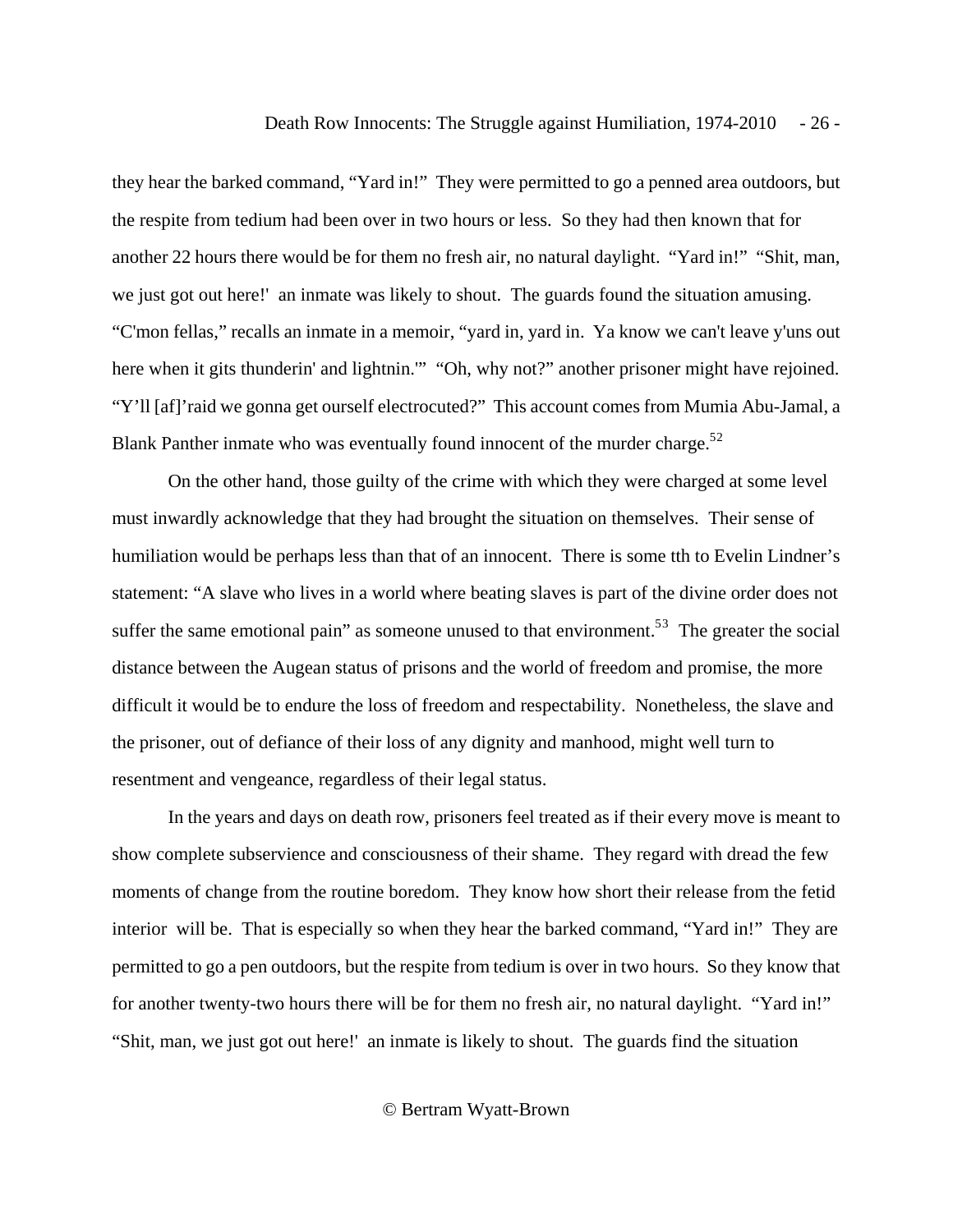they hear the barked command, "Yard in!" They were permitted to go a penned area outdoors, but the respite from tedium had been over in two hours or less. So they had then known that for another 22 hours there would be for them no fresh air, no natural daylight. "Yard in!" "Shit, man, we just got out here!' an inmate was likely to shout. The guards found the situation amusing. "C'mon fellas," recalls an inmate in a memoir, "yard in, yard in. Ya know we can't leave y'uns out here when it gits thunderin' and lightnin.'" "Oh, why not?" another prisoner might have rejoined. "Y'll [af]'raid we gonna get ourself electrocuted?" This account comes from Mumia Abu-Jamal, a Blank Panther inmate who was eventually found innocent of the murder charge.[52]

On the other hand, those guilty of the crime with which they were charged at some level must inwardly acknowledge that they had brought the situation on themselves. Their sense of humiliation would be perhaps less than that of an innocent. There is some tth to Evelin Lindner's statement: "A slave who lives in a world where beating slaves is part of the divine order does not suffer the same emotional pain" as someone unused to that environment.[53] The greater the social distance between the Augean status of prisons and the world of freedom and promise, the more difficult it would be to endure the loss of freedom and respectability. Nonetheless, the slave and the prisoner, out of defiance of their loss of any dignity and manhood, might well turn to resentment and vengeance, regardless of their legal status.

In the years and days on death row, prisoners feel treated as if their every move is meant to show complete subservience and consciousness of their shame. They regard with dread the few moments of change from the routine boredom. They know how short their release from the fetid interior will be. That is especially so when they hear the barked command, "Yard in!" They are permitted to go a pen outdoors, but the respite from tedium is over in two hours. So they know that for another twenty-two hours there will be for them no fresh air, no natural daylight. "Yard in!" "Shit, man, we just got out here!' an inmate is likely to shout. The guards find the situation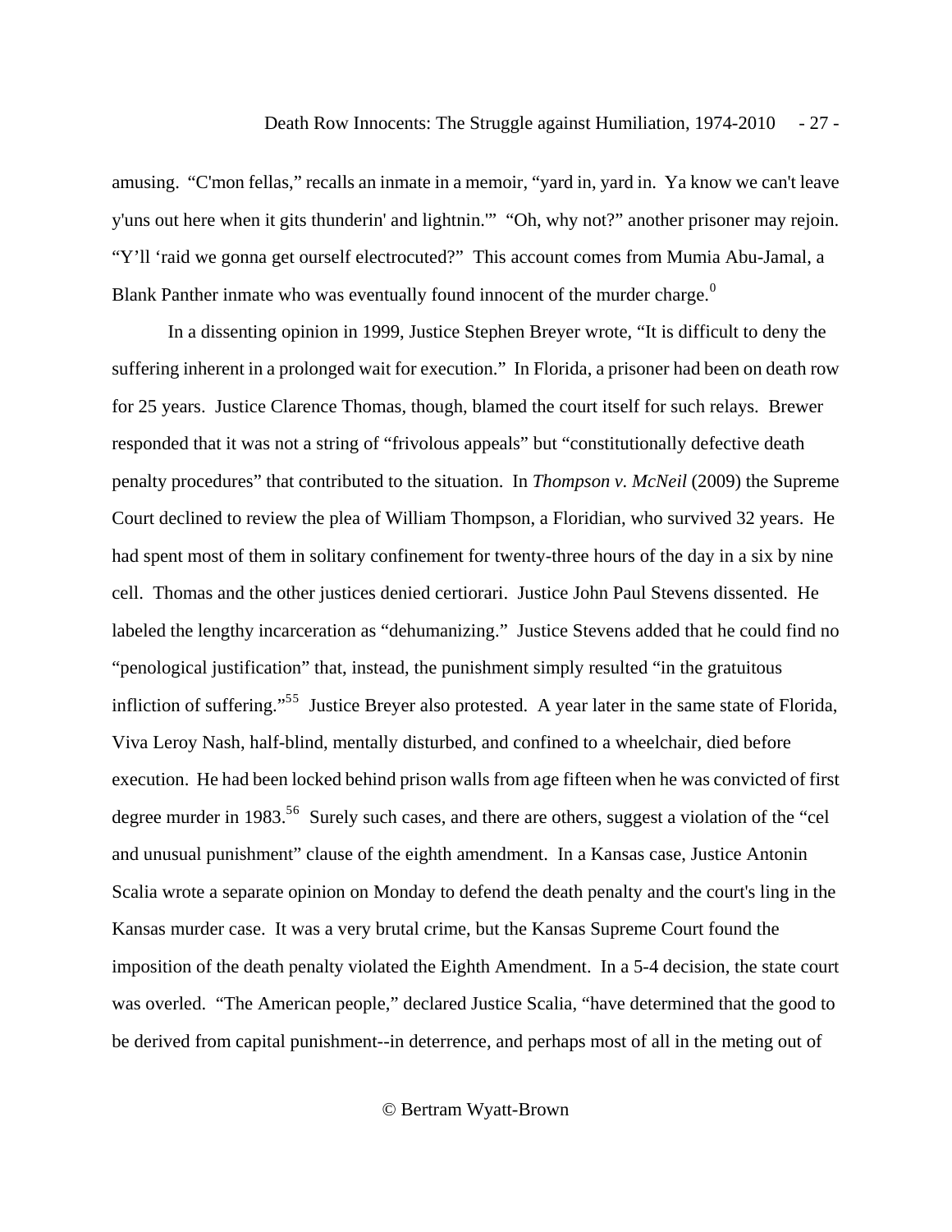amusing. "C'mon fellas," recalls an inmate in a memoir, "yard in, yard in. Ya know we can't leave y'uns out here when it gits thunderin' and lightnin.'" "Oh, why not?" another prisoner may rejoin. "Y'll 'raid we gonna get ourself electrocuted?" This account comes from Mumia Abu-Jamal, a Blank Panther inmate who was eventually found innocent of the murder charge.[0]

In a dissenting opinion in 1999, Justice Stephen Breyer wrote, "It is difficult to deny the suffering inherent in a prolonged wait for execution." In Florida, a prisoner had been on death row for 25 years. Justice Clarence Thomas, though, blamed the court itself for such relays. Brewer responded that it was not a string of "frivolous appeals" but "constitutionally defective death penalty procedures" that contributed to the situation. In *Thompson v. McNeil* (2009) the Supreme Court declined to review the plea of William Thompson, a Floridian, who survived 32 years. He had spent most of them in solitary confinement for twenty-three hours of the day in a six by nine cell. Thomas and the other justices denied certiorari. Justice John Paul Stevens dissented. He labeled the lengthy incarceration as "dehumanizing." Justice Stevens added that he could find no "penological justification" that, instead, the punishment simply resulted "in the gratuitous infliction of suffering."[55] Justice Breyer also protested. A year later in the same state of Florida, Viva Leroy Nash, half-blind, mentally disturbed, and confined to a wheelchair, died before execution. He had been locked behind prison walls from age fifteen when he was convicted of first degree murder in 1983.[56] Surely such cases, and there are others, suggest a violation of the "cel and unusual punishment" clause of the eighth amendment. In a Kansas case, Justice Antonin Scalia wrote a separate opinion on Monday to defend the death penalty and the court's ling in the Kansas murder case. It was a very brutal crime, but the Kansas Supreme Court found the imposition of the death penalty violated the Eighth Amendment. In a 5-4 decision, the state court was overled. "The American people," declared Justice Scalia, "have determined that the good to be derived from capital punishment--in deterrence, and perhaps most of all in the meting out of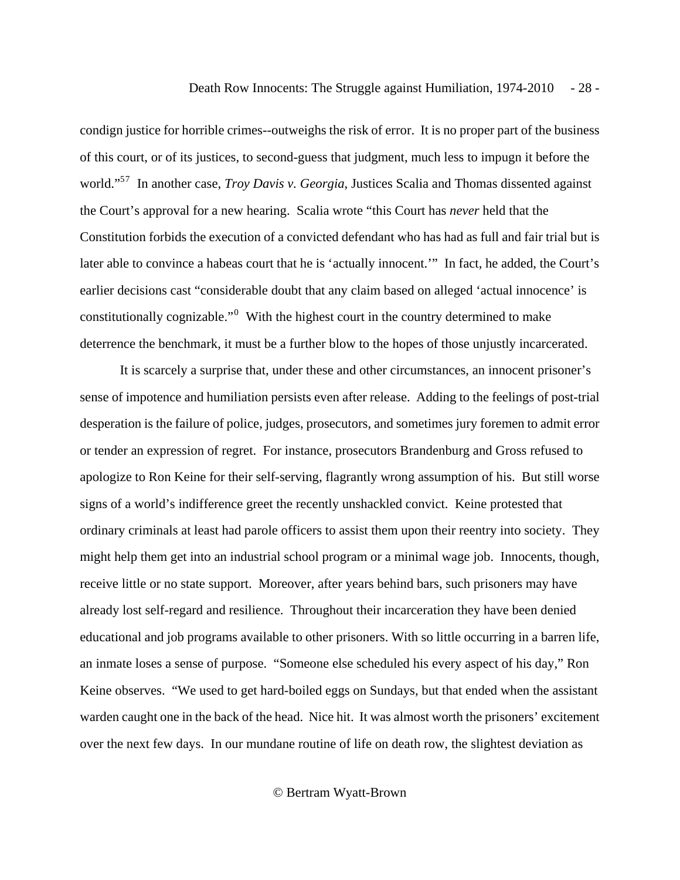condign justice for horrible crimes--outweighs the risk of error. It is no proper part of the business of this court, or of its justices, to second-guess that judgment, much less to impugn it before the world."[57] In another case, *Troy Davis v. Georgia*, Justices Scalia and Thomas dissented against the Court's approval for a new hearing. Scalia wrote "this Court has *never* held that the Constitution forbids the execution of a convicted defendant who has had as full and fair trial but is later able to convince a habeas court that he is 'actually innocent.'" In fact, he added, the Court's earlier decisions cast "considerable doubt that any claim based on alleged 'actual innocence' is constitutionally cognizable."[0] With the highest court in the country determined to make deterrence the benchmark, it must be a further blow to the hopes of those unjustly incarcerated.

It is scarcely a surprise that, under these and other circumstances, an innocent prisoner's sense of impotence and humiliation persists even after release. Adding to the feelings of post-trial desperation is the failure of police, judges, prosecutors, and sometimes jury foremen to admit error or tender an expression of regret. For instance, prosecutors Brandenburg and Gross refused to apologize to Ron Keine for their self-serving, flagrantly wrong assumption of his. But still worse signs of a world's indifference greet the recently unshackled convict. Keine protested that ordinary criminals at least had parole officers to assist them upon their reentry into society. They might help them get into an industrial school program or a minimal wage job. Innocents, though, receive little or no state support. Moreover, after years behind bars, such prisoners may have already lost self-regard and resilience. Throughout their incarceration they have been denied educational and job programs available to other prisoners. With so little occurring in a barren life, an inmate loses a sense of purpose. "Someone else scheduled his every aspect of his day," Ron Keine observes. "We used to get hard-boiled eggs on Sundays, but that ended when the assistant warden caught one in the back of the head. Nice hit. It was almost worth the prisoners' excitement over the next few days. In our mundane routine of life on death row, the slightest deviation as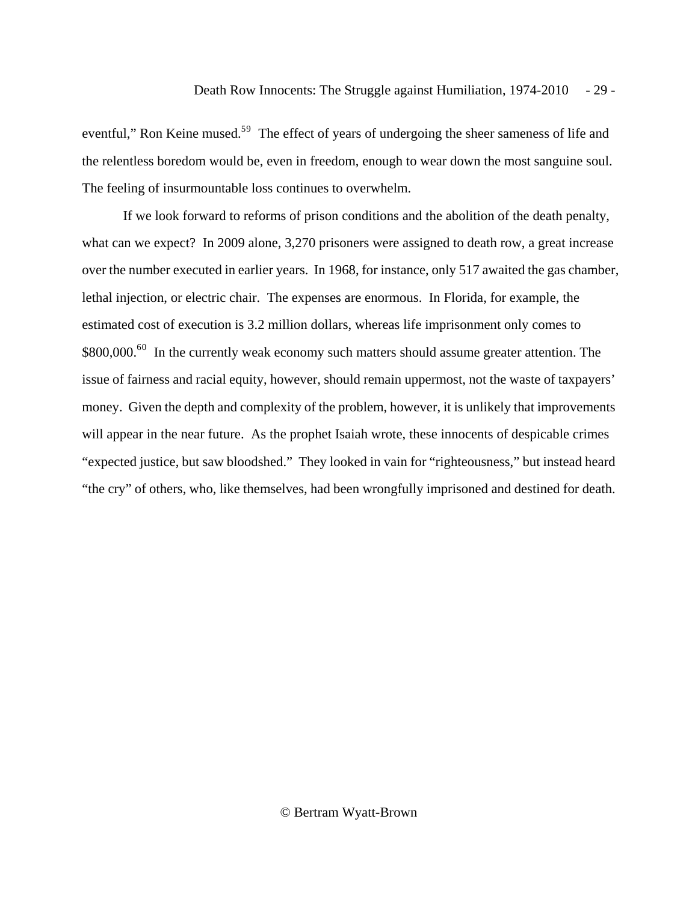eventful," Ron Keine mused.[59] The effect of years of undergoing the sheer sameness of life and the relentless boredom would be, even in freedom, enough to wear down the most sanguine soul. The feeling of insurmountable loss continues to overwhelm.

If we look forward to reforms of prison conditions and the abolition of the death penalty, what can we expect? In 2009 alone, 3,270 prisoners were assigned to death row, a great increase over the number executed in earlier years. In 1968, for instance, only 517 awaited the gas chamber, lethal injection, or electric chair. The expenses are enormous. In Florida, for example, the estimated cost of execution is 3.2 million dollars, whereas life imprisonment only comes to $800,000.[60] In the currently weak economy such matters should assume greater attention. The issue of fairness and racial equity, however, should remain uppermost, not the waste of taxpayers' money. Given the depth and complexity of the problem, however, it is unlikely that improvements will appear in the near future. As the prophet Isaiah wrote, these innocents of despicable crimes "expected justice, but saw bloodshed." They looked in vain for "righteousness," but instead heard "the cry" of others, who, like themselves, had been wrongfully imprisoned and destined for death.

© Bertram Wyatt-Brown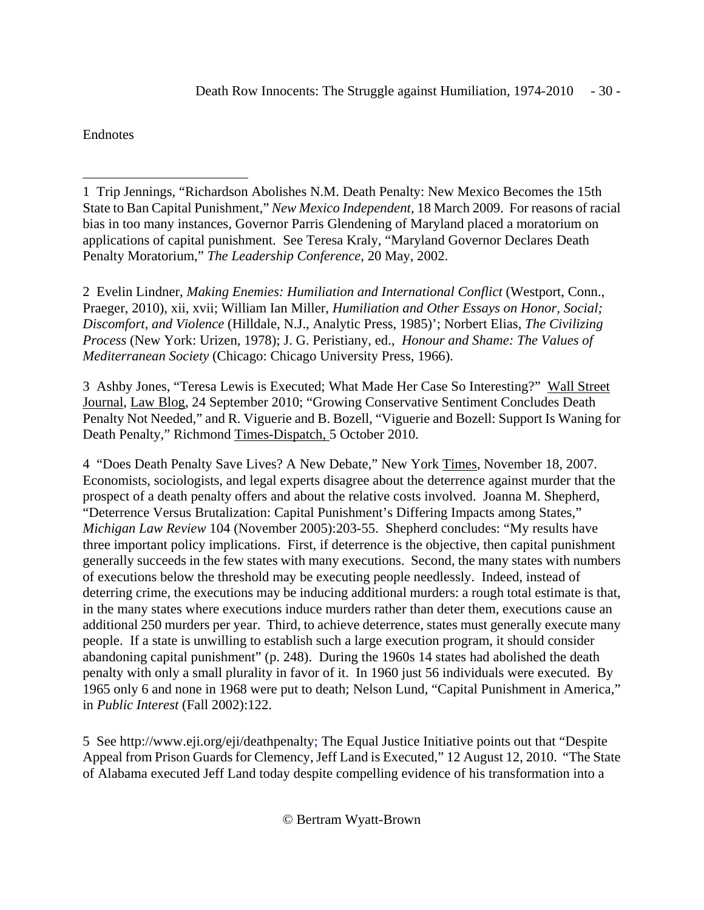Endnotes

---

1 Trip Jennings, "Richardson Abolishes N.M. Death Penalty: New Mexico Becomes the 15th State to Ban Capital Punishment," *New Mexico Independent*, 18 March 2009. For reasons of racial bias in too many instances, Governor Parris Glendening of Maryland placed a moratorium on applications of capital punishment. See Teresa Kraly, "Maryland Governor Declares Death Penalty Moratorium," *The Leadership Conference*, 20 May, 2002.

2 Evelin Lindner, *Making Enemies: Humiliation and International Conflict* (Westport, Conn., Praeger, 2010), xii, xvii; William Ian Miller, *Humiliation and Other Essays on Honor, Social; Discomfort, and Violence* (Hilldale, N.J., Analytic Press, 1985)'; Norbert Elias, *The Civilizing Process* (New York: Urizen, 1978); J. G. Peristiany, ed., *Honour and Shame: The Values of Mediterranean Society* (Chicago: Chicago University Press, 1966).

3 Ashby Jones, "Teresa Lewis is Executed; What Made Her Case So Interesting?" Wall Street Journal, Law Blog, 24 September 2010; "Growing Conservative Sentiment Concludes Death Penalty Not Needed," and R. Viguerie and B. Bozell, "Viguerie and Bozell: Support Is Waning for Death Penalty," Richmond Times-Dispatch, 5 October 2010.

4 "Does Death Penalty Save Lives? A New Debate," New York Times, November 18, 2007. Economists, sociologists, and legal experts disagree about the deterrence against murder that the prospect of a death penalty offers and about the relative costs involved. Joanna M. Shepherd, "Deterrence Versus Brutalization: Capital Punishment's Differing Impacts among States," *Michigan Law Review* 104 (November 2005):203-55. Shepherd concludes: "My results have three important policy implications. First, if deterrence is the objective, then capital punishment generally succeeds in the few states with many executions. Second, the many states with numbers of executions below the threshold may be executing people needlessly. Indeed, instead of deterring crime, the executions may be inducing additional murders: a rough total estimate is that, in the many states where executions induce murders rather than deter them, executions cause an additional 250 murders per year. Third, to achieve deterrence, states must generally execute many people. If a state is unwilling to establish such a large execution program, it should consider abandoning capital punishment" (p. 248). During the 1960s 14 states had abolished the death penalty with only a small plurality in favor of it. In 1960 just 56 individuals were executed. By 1965 only 6 and none in 1968 were put to death; Nelson Lund, "Capital Punishment in America," in *Public Interest* (Fall 2002):122.

5 See http://www.eji.org/eji/deathpenalty; The Equal Justice Initiative points out that "Despite Appeal from Prison Guards for Clemency, Jeff Land is Executed," 12 August 12, 2010. "The State of Alabama executed Jeff Land today despite compelling evidence of his transformation into a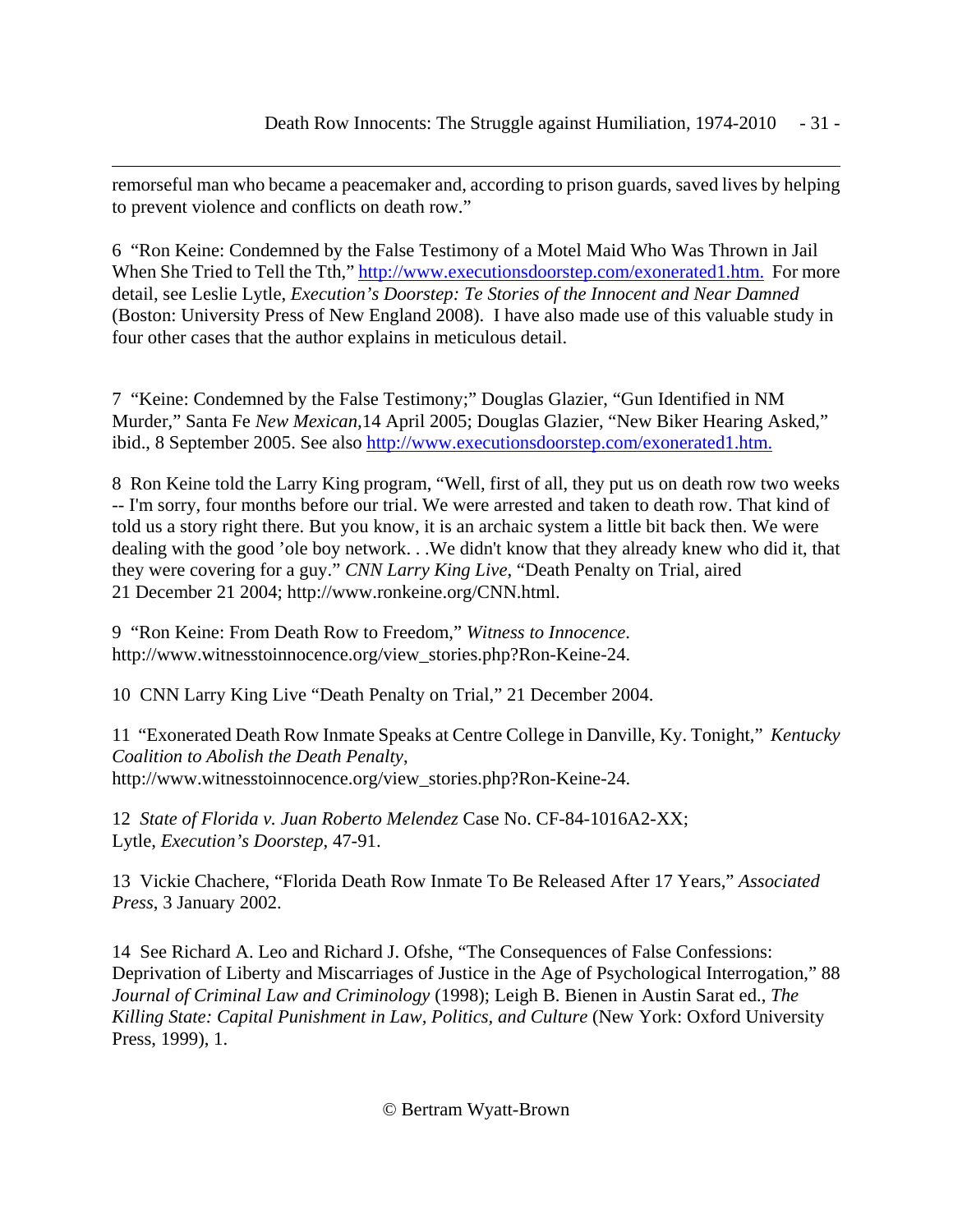remorseful man who became a peacemaker and, according to prison guards, saved lives by helping to prevent violence and conflicts on death row."

6 "Ron Keine: Condemned by the False Testimony of a Motel Maid Who Was Thrown in Jail When She Tried to Tell the Tth," http://www.executionsdoorstep.com/exonerated1.htm. For more detail, see Leslie Lytle, *Execution's Doorstep: Te Stories of the Innocent and Near Damned* (Boston: University Press of New England 2008). I have also made use of this valuable study in four other cases that the author explains in meticulous detail.

7 "Keine: Condemned by the False Testimony;" Douglas Glazier, "Gun Identified in NM Murder," Santa Fe *New Mexican,*14 April 2005; Douglas Glazier, "New Biker Hearing Asked," ibid., 8 September 2005. See also http://www.executionsdoorstep.com/exonerated1.htm.

8 Ron Keine told the Larry King program, "Well, first of all, they put us on death row two weeks -- I'm sorry, four months before our trial. We were arrested and taken to death row. That kind of told us a story right there. But you know, it is an archaic system a little bit back then. We were dealing with the good 'ole boy network. . .We didn't know that they already knew who did it, that they were covering for a guy." *CNN Larry King Live*, "Death Penalty on Trial, aired 21 December 21 2004; http://www.ronkeine.org/CNN.html.

9 "Ron Keine: From Death Row to Freedom," *Witness to Innocence*. http://www.witnesstoinnocence.org/view_stories.php?Ron-Keine-24.

10 CNN Larry King Live "Death Penalty on Trial," 21 December 2004.

11 "Exonerated Death Row Inmate Speaks at Centre College in Danville, Ky. Tonight," *Kentucky Coalition to Abolish the Death Penalty*, http://www.witnesstoinnocence.org/view_stories.php?Ron-Keine-24.

12 *State of Florida v. Juan Roberto Melendez* Case No. CF-84-1016A2-XX; Lytle, *Execution's Doorstep*, 47-91.

13 Vickie Chachere, "Florida Death Row Inmate To Be Released After 17 Years," *Associated Press*, 3 January 2002.

14 See Richard A. Leo and Richard J. Ofshe, "The Consequences of False Confessions: Deprivation of Liberty and Miscarriages of Justice in the Age of Psychological Interrogation," 88 *Journal of Criminal Law and Criminology* (1998); Leigh B. Bienen in Austin Sarat ed., *The Killing State: Capital Punishment in Law, Politics, and Culture* (New York: Oxford University Press, 1999), 1.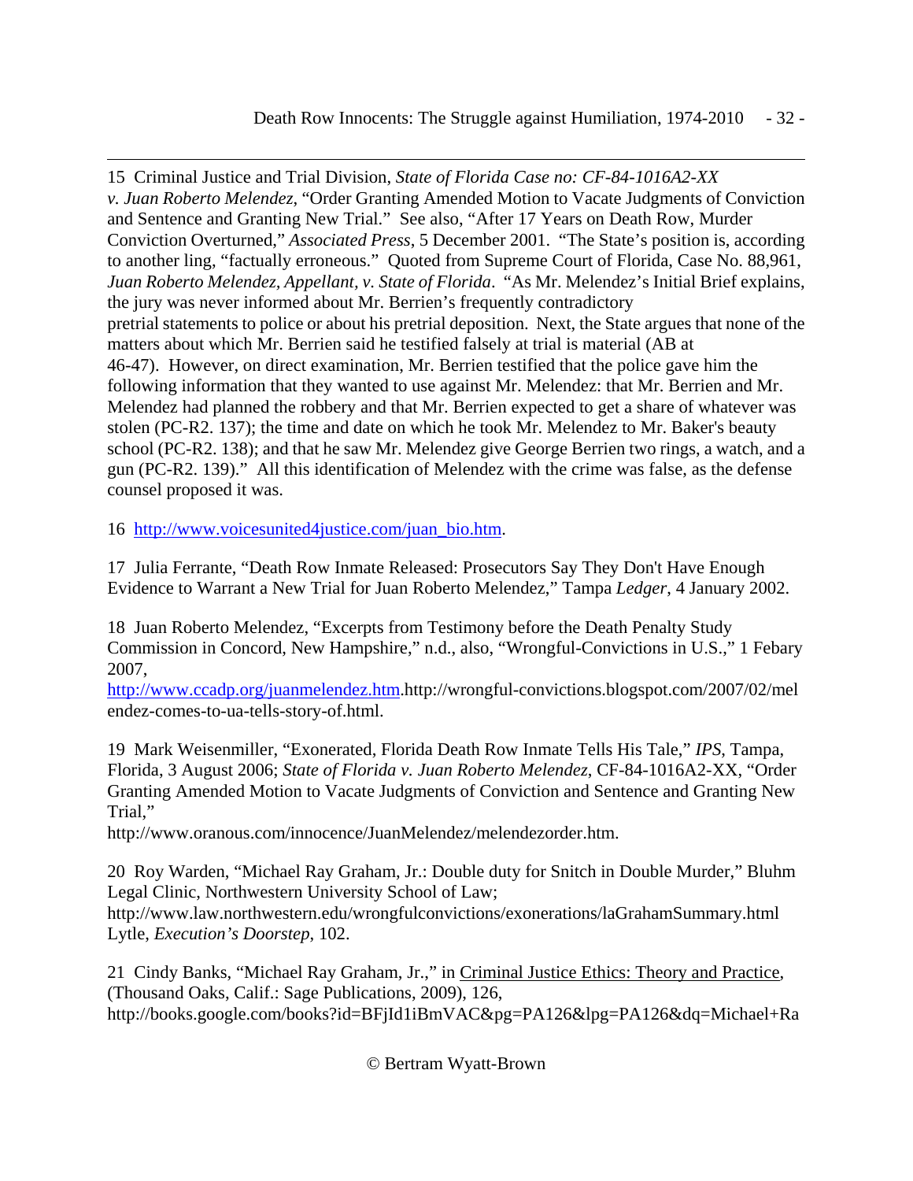15 Criminal Justice and Trial Division, *State of Florida Case no: CF-84-1016A2-XX v. Juan Roberto Melendez*, "Order Granting Amended Motion to Vacate Judgments of Conviction and Sentence and Granting New Trial." See also, "After 17 Years on Death Row, Murder Conviction Overturned," *Associated Press*, 5 December 2001. "The State's position is, according to another ling, "factually erroneous." Quoted from Supreme Court of Florida, Case No. 88,961, *Juan Roberto Melendez, Appellant, v. State of Florida*. "As Mr. Melendez's Initial Brief explains, the jury was never informed about Mr. Berrien's frequently contradictory pretrial statements to police or about his pretrial deposition. Next, the State argues that none of the matters about which Mr. Berrien said he testified falsely at trial is material (AB at 46-47). However, on direct examination, Mr. Berrien testified that the police gave him the following information that they wanted to use against Mr. Melendez: that Mr. Berrien and Mr. Melendez had planned the robbery and that Mr. Berrien expected to get a share of whatever was stolen (PC-R2. 137); the time and date on which he took Mr. Melendez to Mr. Baker's beauty school (PC-R2. 138); and that he saw Mr. Melendez give George Berrien two rings, a watch, and a gun (PC-R2. 139)." All this identification of Melendez with the crime was false, as the defense counsel proposed it was.

16 http://www.voicesunited4justice.com/juan_bio.htm.

17 Julia Ferrante, "Death Row Inmate Released: Prosecutors Say They Don't Have Enough Evidence to Warrant a New Trial for Juan Roberto Melendez," Tampa *Ledger*, 4 January 2002.

18 Juan Roberto Melendez, "Excerpts from Testimony before the Death Penalty Study Commission in Concord, New Hampshire," n.d., also, "Wrongful-Convictions in U.S.," 1 Febary 2007, http://www.ccadp.org/juanmelendez.htm.http://wrongful-convictions.blogspot.com/2007/02/melendez-comes-to-ua-tells-story-of.html.

19 Mark Weisenmiller, "Exonerated, Florida Death Row Inmate Tells His Tale," *IPS*, Tampa, Florida, 3 August 2006; *State of Florida v. Juan Roberto Melendez*, CF-84-1016A2-XX, "Order Granting Amended Motion to Vacate Judgments of Conviction and Sentence and Granting New Trial," http://www.oranous.com/innocence/JuanMelendez/melendezorder.htm.

20 Roy Warden, "Michael Ray Graham, Jr.: Double duty for Snitch in Double Murder," Bluhm Legal Clinic, Northwestern University School of Law; http://www.law.northwestern.edu/wrongfulconvictions/exonerations/laGrahamSummary.html Lytle, *Execution's Doorstep*, 102.

21 Cindy Banks, "Michael Ray Graham, Jr.," in Criminal Justice Ethics: Theory and Practice, (Thousand Oaks, Calif.: Sage Publications, 2009), 126, http://books.google.com/books?id=BFjId1iBmVAC&pg=PA126&lpg=PA126&dq=Michael+Ra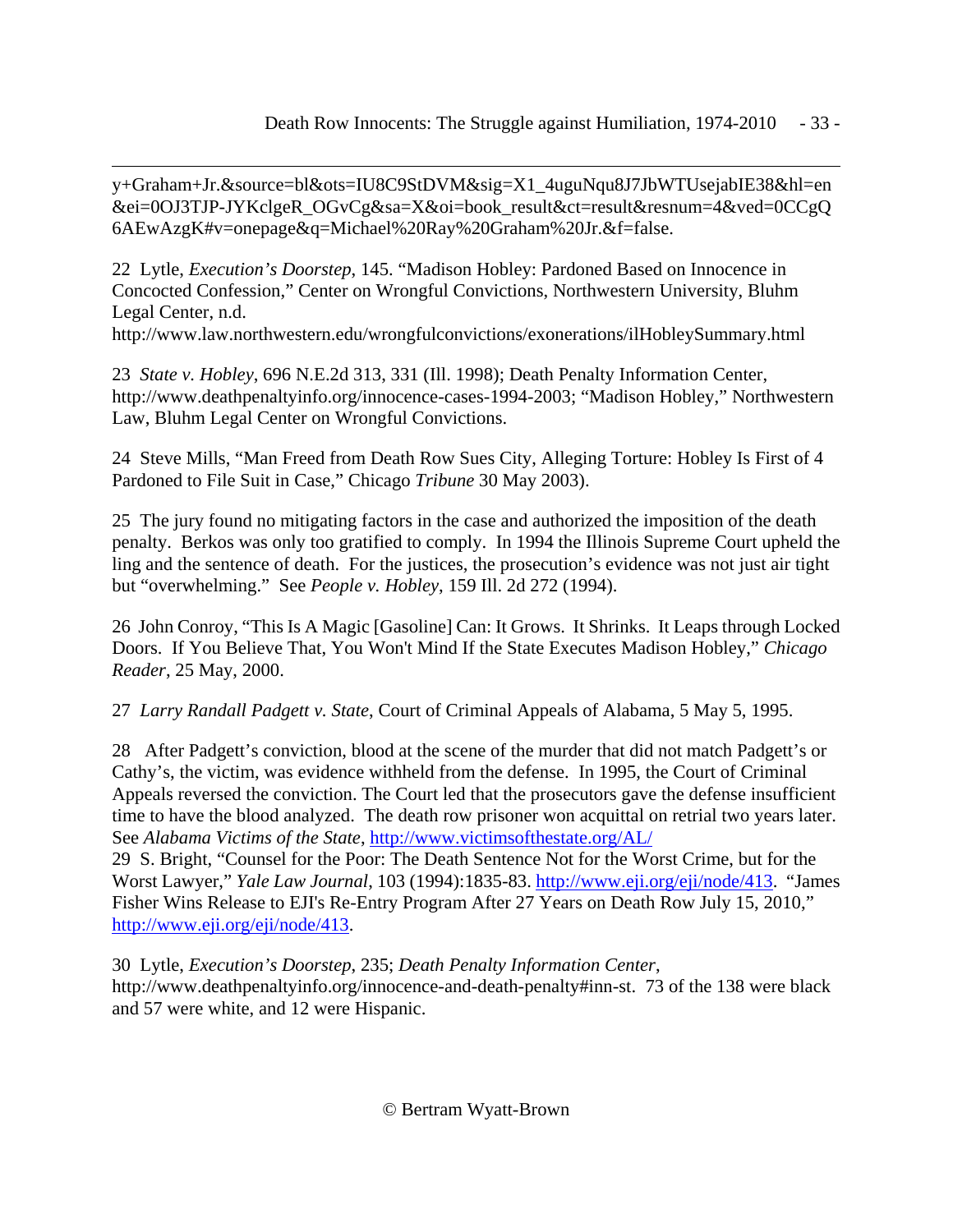y+Graham+Jr.&source=bl&ots=IU8C9StDVM&sig=X1_4uguNqu8J7JbWTUsejabIE38&hl=en&ei=0OJ3TJP-JYKclgeR_OGvCg&sa=X&oi=book_result&ct=result&resnum=4&ved=0CCgQ6AEwAzgK#v=onepage&q=Michael%20Ray%20Graham%20Jr.&f=false.

22 Lytle, *Execution's Doorstep*, 145. "Madison Hobley: Pardoned Based on Innocence in Concocted Confession," Center on Wrongful Convictions, Northwestern University, Bluhm Legal Center, n.d. http://www.law.northwestern.edu/wrongfulconvictions/exonerations/ilHobleySummary.html

23 *State v. Hobley*, 696 N.E.2d 313, 331 (Ill. 1998); Death Penalty Information Center, http://www.deathpenaltyinfo.org/innocence-cases-1994-2003; "Madison Hobley," Northwestern Law, Bluhm Legal Center on Wrongful Convictions.

24 Steve Mills, "Man Freed from Death Row Sues City, Alleging Torture: Hobley Is First of 4 Pardoned to File Suit in Case," Chicago *Tribune* 30 May 2003).

25 The jury found no mitigating factors in the case and authorized the imposition of the death penalty. Berkos was only too gratified to comply. In 1994 the Illinois Supreme Court upheld the ling and the sentence of death. For the justices, the prosecution's evidence was not just air tight but "overwhelming." See *People v. Hobley*, 159 Ill. 2d 272 (1994).

26 John Conroy, "This Is A Magic [Gasoline] Can: It Grows. It Shrinks. It Leaps through Locked Doors. If You Believe That, You Won't Mind If the State Executes Madison Hobley," *Chicago Reader*, 25 May, 2000.

27 *Larry Randall Padgett v. State*, Court of Criminal Appeals of Alabama, 5 May 5, 1995.

28 After Padgett's conviction, blood at the scene of the murder that did not match Padgett's or Cathy's, the victim, was evidence withheld from the defense. In 1995, the Court of Criminal Appeals reversed the conviction. The Court led that the prosecutors gave the defense insufficient time to have the blood analyzed. The death row prisoner won acquittal on retrial two years later. See *Alabama Victims of the State*, http://www.victimsofthestate.org/AL/

29 S. Bright, "Counsel for the Poor: The Death Sentence Not for the Worst Crime, but for the Worst Lawyer," *Yale Law Journal*, 103 (1994):1835-83. http://www.eji.org/eji/node/413. "James Fisher Wins Release to EJI's Re-Entry Program After 27 Years on Death Row July 15, 2010," http://www.eji.org/eji/node/413.

30 Lytle, *Execution's Doorstep*, 235; *Death Penalty Information Center*, http://www.deathpenaltyinfo.org/innocence-and-death-penalty#inn-st. 73 of the 138 were black and 57 were white, and 12 were Hispanic.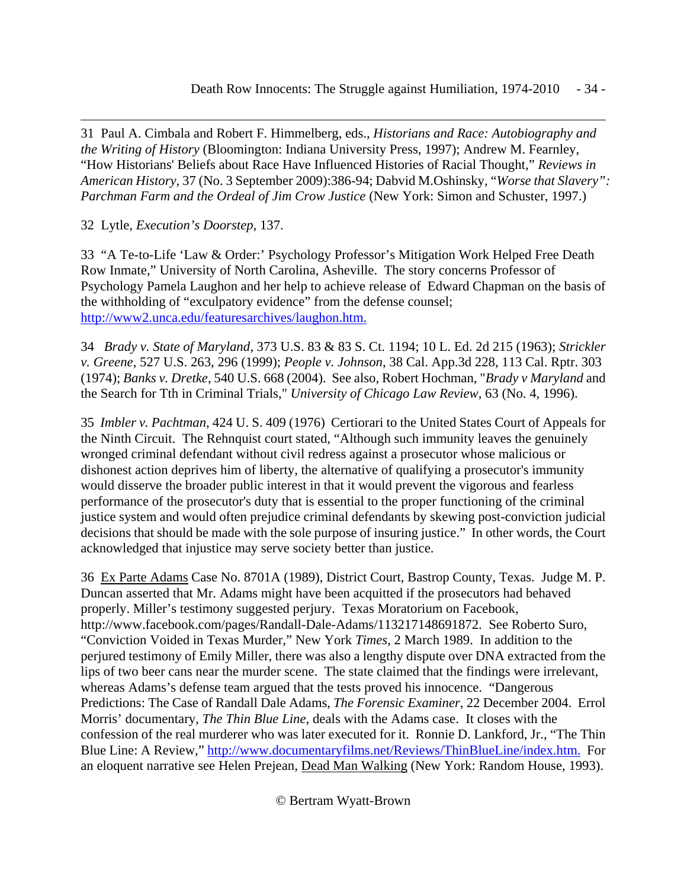31 Paul A. Cimbala and Robert F. Himmelberg, eds., *Historians and Race: Autobiography and the Writing of History* (Bloomington: Indiana University Press, 1997); Andrew M. Fearnley, "How Historians' Beliefs about Race Have Influenced Histories of Racial Thought," *Reviews in American History*, 37 (No. 3 September 2009):386-94; Dabvid M.Oshinsky, "*Worse that Slavery": Parchman Farm and the Ordeal of Jim Crow Justice* (New York: Simon and Schuster, 1997.)

32 Lytle, *Execution's Doorstep*, 137.

33 "A Te-to-Life 'Law & Order:' Psychology Professor's Mitigation Work Helped Free Death Row Inmate," University of North Carolina, Asheville. The story concerns Professor of Psychology Pamela Laughon and her help to achieve release of Edward Chapman on the basis of the withholding of "exculpatory evidence" from the defense counsel; http://www2.unca.edu/featuresarchives/laughon.htm.

34 *Brady v. State of Maryland*, 373 U.S. 83 & 83 S. Ct. 1194; 10 L. Ed. 2d 215 (1963); *Strickler v. Greene*, 527 U.S. 263, 296 (1999); *People v. Johnson*, 38 Cal. App.3d 228, 113 Cal. Rptr. 303 (1974); *Banks v. Dretke*, 540 U.S. 668 (2004). See also, Robert Hochman, "*Brady v Maryland* and the Search for Tth in Criminal Trials," *University of Chicago Law Review*, 63 (No. 4, 1996).

35 *Imbler v. Pachtman*, 424 U. S. 409 (1976) Certiorari to the United States Court of Appeals for the Ninth Circuit. The Rehnquist court stated, "Although such immunity leaves the genuinely wronged criminal defendant without civil redress against a prosecutor whose malicious or dishonest action deprives him of liberty, the alternative of qualifying a prosecutor's immunity would disserve the broader public interest in that it would prevent the vigorous and fearless performance of the prosecutor's duty that is essential to the proper functioning of the criminal justice system and would often prejudice criminal defendants by skewing post-conviction judicial decisions that should be made with the sole purpose of insuring justice." In other words, the Court acknowledged that injustice may serve society better than justice.

36 Ex Parte Adams Case No. 8701A (1989), District Court, Bastrop County, Texas. Judge M. P. Duncan asserted that Mr. Adams might have been acquitted if the prosecutors had behaved properly. Miller's testimony suggested perjury. Texas Moratorium on Facebook, http://www.facebook.com/pages/Randall-Dale-Adams/113217148691872. See Roberto Suro, "Conviction Voided in Texas Murder," New York *Times*, 2 March 1989. In addition to the perjured testimony of Emily Miller, there was also a lengthy dispute over DNA extracted from the lips of two beer cans near the murder scene. The state claimed that the findings were irrelevant, whereas Adams's defense team argued that the tests proved his innocence. "Dangerous Predictions: The Case of Randall Dale Adams, *The Forensic Examiner*, 22 December 2004. Errol Morris' documentary, *The Thin Blue Line*, deals with the Adams case. It closes with the confession of the real murderer who was later executed for it. Ronnie D. Lankford, Jr., "The Thin Blue Line: A Review," http://www.documentaryfilms.net/Reviews/ThinBlueLine/index.htm. For an eloquent narrative see Helen Prejean, Dead Man Walking (New York: Random House, 1993).

© Bertram Wyatt-Brown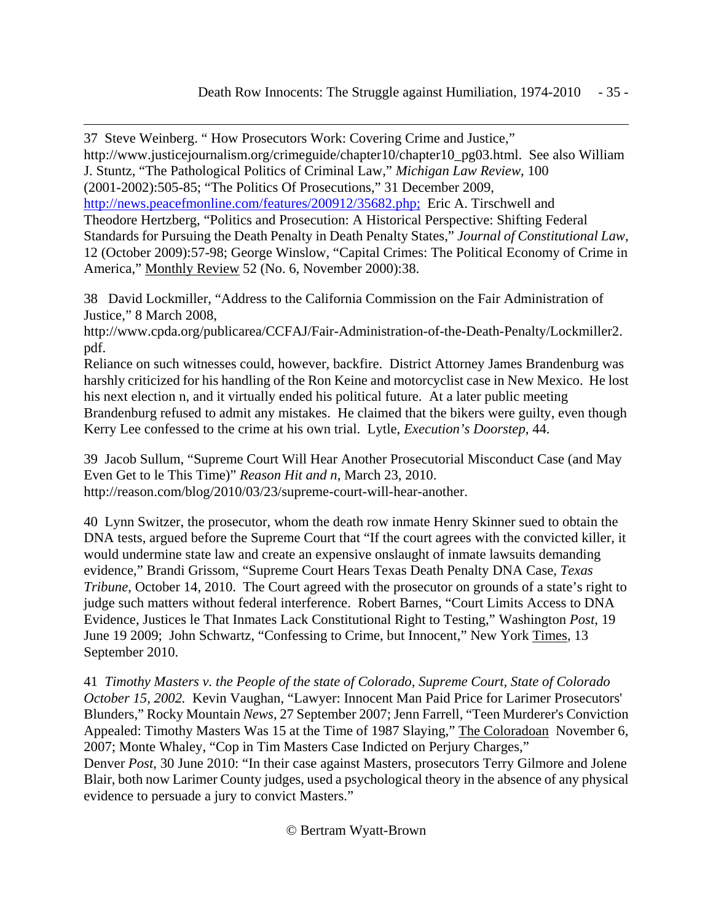37 Steve Weinberg. " How Prosecutors Work: Covering Crime and Justice," http://www.justicejournalism.org/crimeguide/chapter10/chapter10_pg03.html. See also William J. Stuntz, "The Pathological Politics of Criminal Law," *Michigan Law Review*, 100 (2001-2002):505-85; "The Politics Of Prosecutions," 31 December 2009, http://news.peacefmonline.com/features/200912/35682.php; Eric A. Tirschwell and Theodore Hertzberg, "Politics and Prosecution: A Historical Perspective: Shifting Federal Standards for Pursuing the Death Penalty in Death Penalty States," *Journal of Constitutional Law*, 12 (October 2009):57-98; George Winslow, "Capital Crimes: The Political Economy of Crime in America," Monthly Review 52 (No. 6, November 2000):38.

38 David Lockmiller, "Address to the California Commission on the Fair Administration of Justice," 8 March 2008, http://www.cpda.org/publicarea/CCFAJ/Fair-Administration-of-the-Death-Penalty/Lockmiller2.pdf.
Reliance on such witnesses could, however, backfire. District Attorney James Brandenburg was harshly criticized for his handling of the Ron Keine and motorcyclist case in New Mexico. He lost his next election n, and it virtually ended his political future. At a later public meeting Brandenburg refused to admit any mistakes. He claimed that the bikers were guilty, even though Kerry Lee confessed to the crime at his own trial. Lytle, *Execution's Doorstep*, 44.

39 Jacob Sullum, "Supreme Court Will Hear Another Prosecutorial Misconduct Case (and May Even Get to le This Time)" *Reason Hit and n*, March 23, 2010. http://reason.com/blog/2010/03/23/supreme-court-will-hear-another.

40 Lynn Switzer, the prosecutor, whom the death row inmate Henry Skinner sued to obtain the DNA tests, argued before the Supreme Court that "If the court agrees with the convicted killer, it would undermine state law and create an expensive onslaught of inmate lawsuits demanding evidence," Brandi Grissom, "Supreme Court Hears Texas Death Penalty DNA Case, *Texas Tribune*, October 14, 2010. The Court agreed with the prosecutor on grounds of a state's right to judge such matters without federal interference. Robert Barnes, "Court Limits Access to DNA Evidence, Justices le That Inmates Lack Constitutional Right to Testing," Washington *Post*, 19 June 19 2009; John Schwartz, "Confessing to Crime, but Innocent," New York Times, 13 September 2010.

41 *Timothy Masters v. the People of the state of Colorado, Supreme Court, State of Colorado October 15, 2002.* Kevin Vaughan, "Lawyer: Innocent Man Paid Price for Larimer Prosecutors' Blunders," Rocky Mountain *News*, 27 September 2007; Jenn Farrell, "Teen Murderer's Conviction Appealed: Timothy Masters Was 15 at the Time of 1987 Slaying," The Coloradoan November 6, 2007; Monte Whaley, "Cop in Tim Masters Case Indicted on Perjury Charges," Denver *Post*, 30 June 2010: "In their case against Masters, prosecutors Terry Gilmore and Jolene Blair, both now Larimer County judges, used a psychological theory in the absence of any physical evidence to persuade a jury to convict Masters."

© Bertram Wyatt-Brown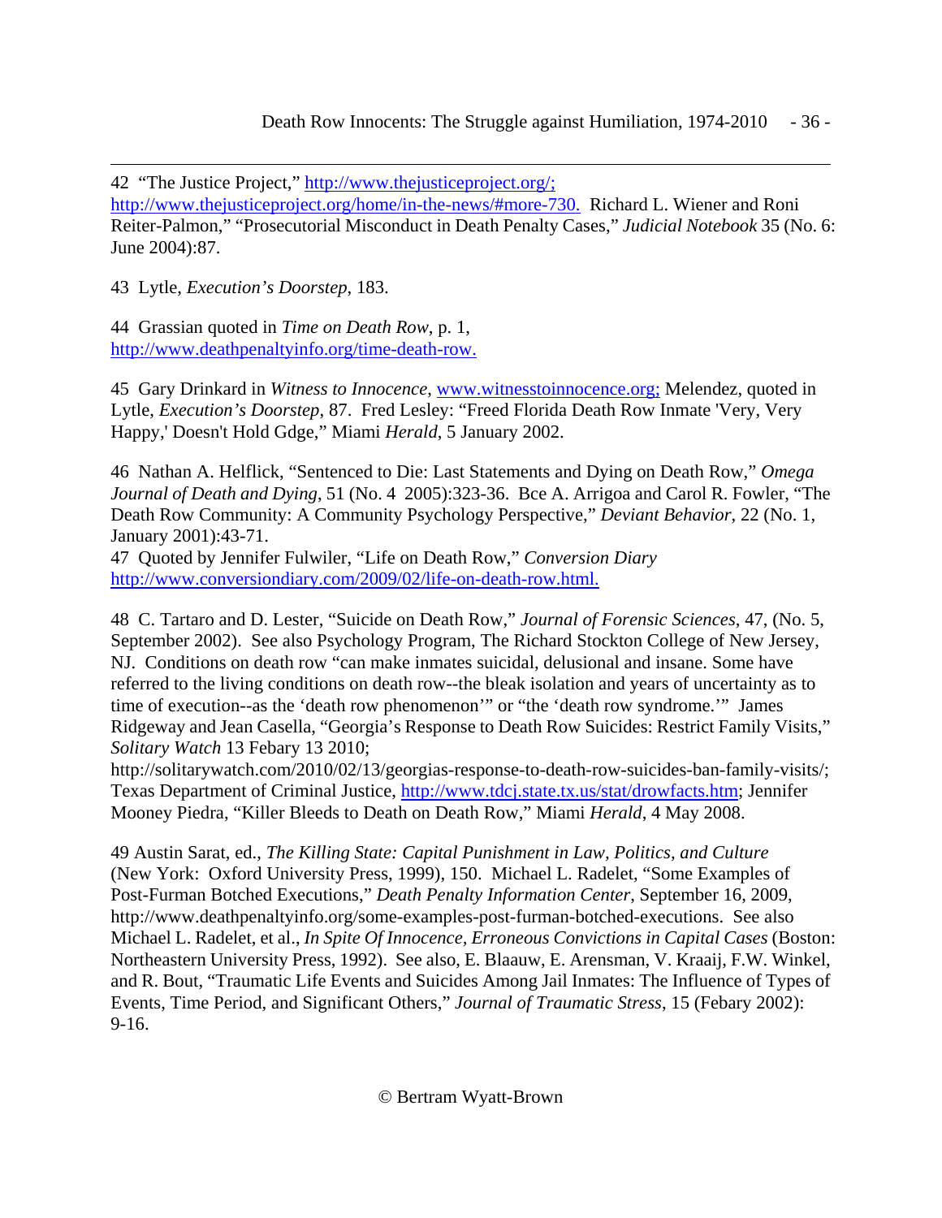42 "The Justice Project," http://www.thejusticeproject.org/; http://www.thejusticeproject.org/home/in-the-news/#more-730. Richard L. Wiener and Roni Reiter-Palmon," "Prosecutorial Misconduct in Death Penalty Cases," *Judicial Notebook* 35 (No. 6: June 2004):87.

43 Lytle, *Execution's Doorstep*, 183.

44 Grassian quoted in *Time on Death Row*, p. 1, http://www.deathpenaltyinfo.org/time-death-row.

45 Gary Drinkard in *Witness to Innocence*, www.witnesstoinnocence.org; Melendez, quoted in Lytle, *Execution's Doorstep*, 87. Fred Lesley: "Freed Florida Death Row Inmate 'Very, Very Happy,' Doesn't Hold Gdge," Miami *Herald*, 5 January 2002.

46 Nathan A. Helflick, "Sentenced to Die: Last Statements and Dying on Death Row," *Omega Journal of Death and Dying*, 51 (No. 4 2005):323-36. Bce A. Arrigoa and Carol R. Fowler, "The Death Row Community: A Community Psychology Perspective," *Deviant Behavior*, 22 (No. 1, January 2001):43-71.

47 Quoted by Jennifer Fulwiler, "Life on Death Row," *Conversion Diary* http://www.conversiondiary.com/2009/02/life-on-death-row.html.

48 C. Tartaro and D. Lester, "Suicide on Death Row," *Journal of Forensic Sciences*, 47, (No. 5, September 2002). See also Psychology Program, The Richard Stockton College of New Jersey, NJ. Conditions on death row "can make inmates suicidal, delusional and insane. Some have referred to the living conditions on death row--the bleak isolation and years of uncertainty as to time of execution--as the 'death row phenomenon'" or "the 'death row syndrome.'" James Ridgeway and Jean Casella, "Georgia's Response to Death Row Suicides: Restrict Family Visits," *Solitary Watch* 13 Febary 13 2010; http://solitarywatch.com/2010/02/13/georgias-response-to-death-row-suicides-ban-family-visits/; Texas Department of Criminal Justice, http://www.tdcj.state.tx.us/stat/drowfacts.htm; Jennifer Mooney Piedra, "Killer Bleeds to Death on Death Row," Miami *Herald*, 4 May 2008.

49 Austin Sarat, ed., *The Killing State: Capital Punishment in Law, Politics, and Culture* (New York: Oxford University Press, 1999), 150. Michael L. Radelet, "Some Examples of Post-Furman Botched Executions," *Death Penalty Information Center*, September 16, 2009, http://www.deathpenaltyinfo.org/some-examples-post-furman-botched-executions. See also Michael L. Radelet, et al., *In Spite Of Innocence, Erroneous Convictions in Capital Cases* (Boston: Northeastern University Press, 1992). See also, E. Blaauw, E. Arensman, V. Kraaij, F.W. Winkel, and R. Bout, "Traumatic Life Events and Suicides Among Jail Inmates: The Influence of Types of Events, Time Period, and Significant Others," *Journal of Traumatic Stress*, 15 (Febary 2002): 9-16.

© Bertram Wyatt-Brown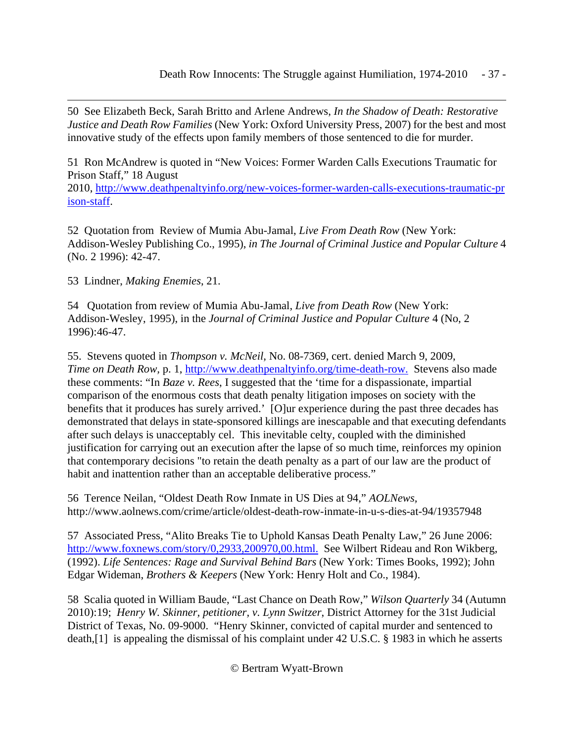50 See Elizabeth Beck, Sarah Britto and Arlene Andrews, *In the Shadow of Death: Restorative Justice and Death Row Families* (New York: Oxford University Press, 2007) for the best and most innovative study of the effects upon family members of those sentenced to die for murder.

51 Ron McAndrew is quoted in "New Voices: Former Warden Calls Executions Traumatic for Prison Staff," 18 August 2010, http://www.deathpenaltyinfo.org/new-voices-former-warden-calls-executions-traumatic-prison-staff.

52 Quotation from Review of Mumia Abu-Jamal, *Live From Death Row* (New York: Addison-Wesley Publishing Co., 1995), *in The Journal of Criminal Justice and Popular Culture* 4 (No. 2 1996): 42-47.

53 Lindner, *Making Enemies*, 21.

54 Quotation from review of Mumia Abu-Jamal, *Live from Death Row* (New York: Addison-Wesley, 1995), in the *Journal of Criminal Justice and Popular Culture* 4 (No, 2 1996):46-47.

55. Stevens quoted in *Thompson v. McNeil*, No. 08-7369, cert. denied March 9, 2009, *Time on Death Row*, p. 1, http://www.deathpenaltyinfo.org/time-death-row. Stevens also made these comments: "In *Baze v. Rees*, I suggested that the 'time for a dispassionate, impartial comparison of the enormous costs that death penalty litigation imposes on society with the benefits that it produces has surely arrived.' [O]ur experience during the past three decades has demonstrated that delays in state-sponsored killings are inescapable and that executing defendants after such delays is unacceptably cel. This inevitable celty, coupled with the diminished justification for carrying out an execution after the lapse of so much time, reinforces my opinion that contemporary decisions "to retain the death penalty as a part of our law are the product of habit and inattention rather than an acceptable deliberative process."

56 Terence Neilan, "Oldest Death Row Inmate in US Dies at 94," *AOLNews*, http://www.aolnews.com/crime/article/oldest-death-row-inmate-in-u-s-dies-at-94/19357948

57 Associated Press, "Alito Breaks Tie to Uphold Kansas Death Penalty Law," 26 June 2006: http://www.foxnews.com/story/0,2933,200970,00.html. See Wilbert Rideau and Ron Wikberg, (1992). *Life Sentences: Rage and Survival Behind Bars* (New York: Times Books, 1992); John Edgar Wideman, *Brothers & Keepers* (New York: Henry Holt and Co., 1984).

58 Scalia quoted in William Baude, "Last Chance on Death Row," *Wilson Quarterly* 34 (Autumn 2010):19; *Henry W. Skinner, petitioner, v. Lynn Switzer*, District Attorney for the 31st Judicial District of Texas, No. 09-9000. "Henry Skinner, convicted of capital murder and sentenced to death,[1] is appealing the dismissal of his complaint under 42 U.S.C. § 1983 in which he asserts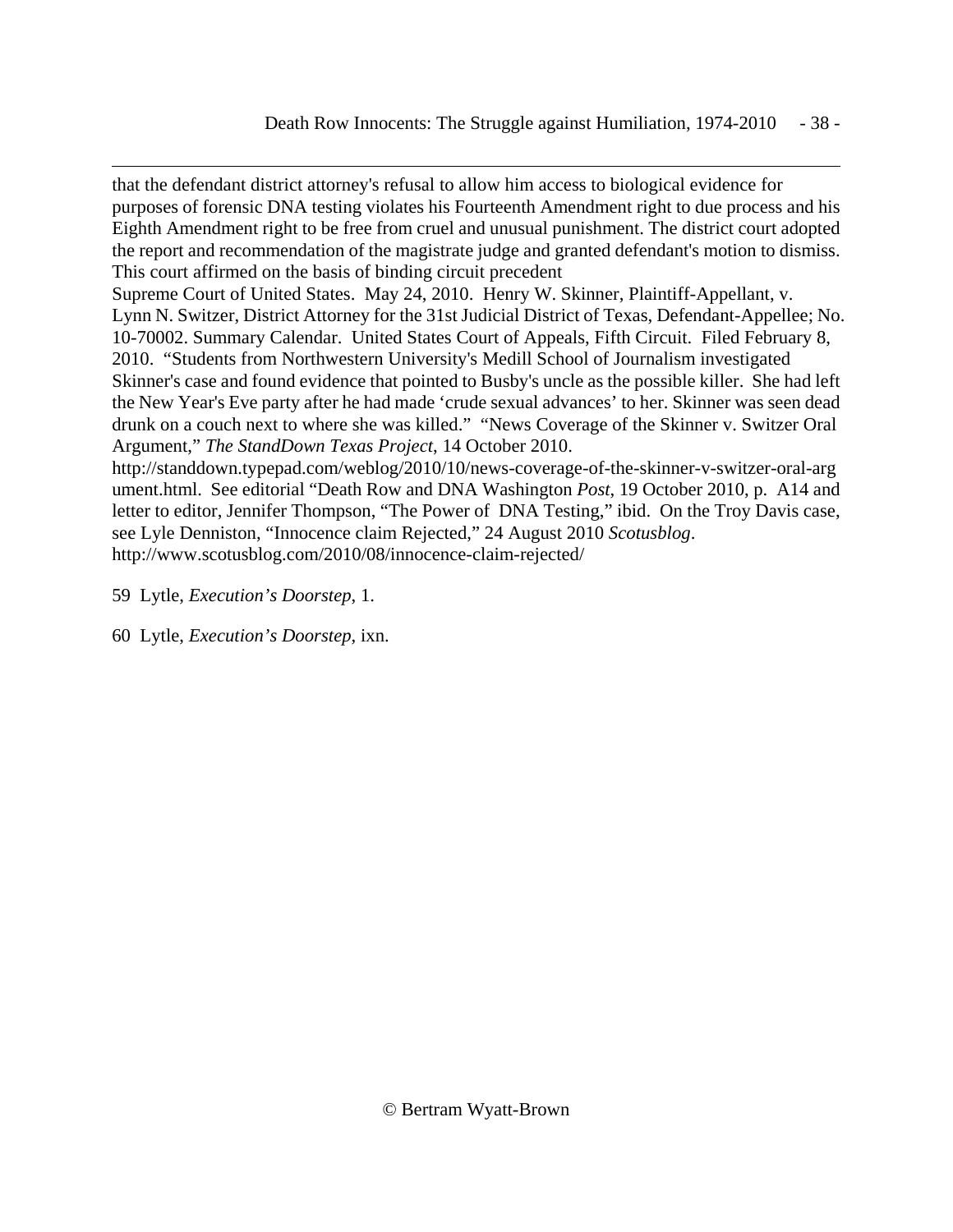that the defendant district attorney's refusal to allow him access to biological evidence for purposes of forensic DNA testing violates his Fourteenth Amendment right to due process and his Eighth Amendment right to be free from cruel and unusual punishment. The district court adopted the report and recommendation of the magistrate judge and granted defendant's motion to dismiss. This court affirmed on the basis of binding circuit precedent
Supreme Court of United States. May 24, 2010. Henry W. Skinner, Plaintiff-Appellant, v. Lynn N. Switzer, District Attorney for the 31st Judicial District of Texas, Defendant-Appellee; No. 10-70002. Summary Calendar. United States Court of Appeals, Fifth Circuit. Filed February 8, 2010. "Students from Northwestern University's Medill School of Journalism investigated Skinner's case and found evidence that pointed to Busby's uncle as the possible killer. She had left the New Year's Eve party after he had made 'crude sexual advances' to her. Skinner was seen dead drunk on a couch next to where she was killed." "News Coverage of the Skinner v. Switzer Oral Argument," *The StandDown Texas Project*, 14 October 2010.
http://standdown.typepad.com/weblog/2010/10/news-coverage-of-the-skinner-v-switzer-oral-argument.html. See editorial "Death Row and DNA Washington *Post*, 19 October 2010, p. A14 and letter to editor, Jennifer Thompson, "The Power of DNA Testing," ibid. On the Troy Davis case, see Lyle Denniston, "Innocence claim Rejected," 24 August 2010 *Scotusblog*.
http://www.scotusblog.com/2010/08/innocence-claim-rejected/

59 Lytle, *Execution's Doorstep*, 1.

60 Lytle, *Execution's Doorstep*, ixn.